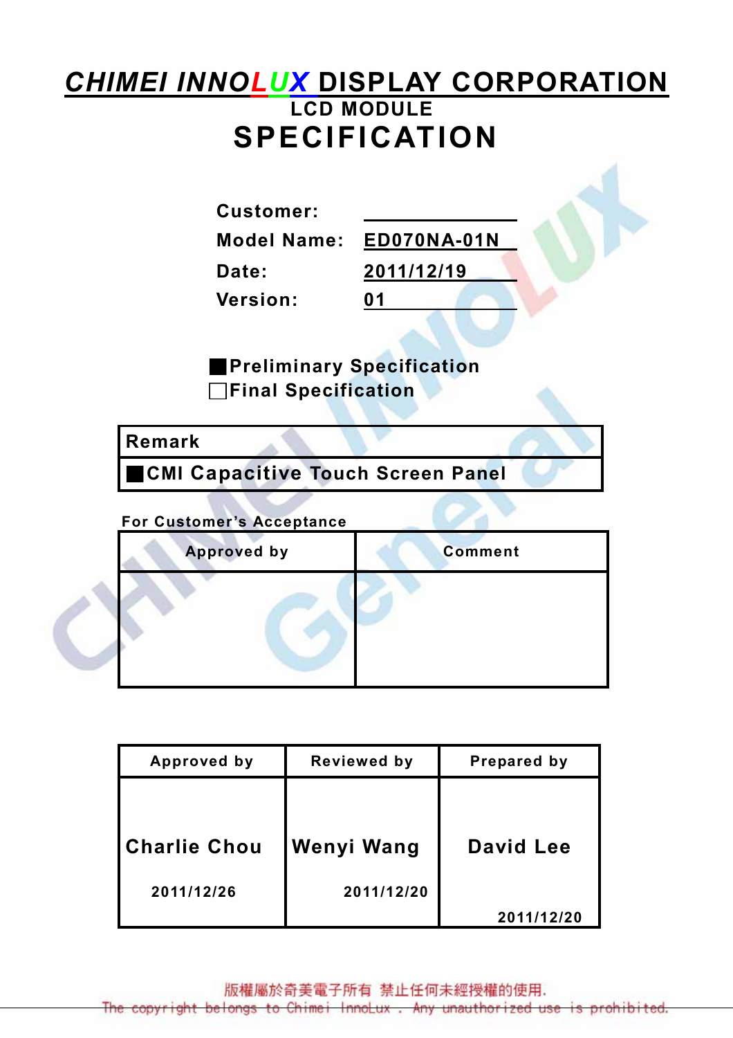# CHIMEI INNOLUX DISPLAY CORPORATION

## LCD MODULE

# SPECIFICATION

**Customer:** ____________

**Model Name:** ED070NA-01N

**Date:** 2011/12/19

**Version:** 01

■ Preliminary Specification

□ Final Specification

| Remark |
|---|
| ■ CMI Capacitive Touch Screen Panel |

**For Customer's Acceptance**

| Approved by | Comment |
|---|---|
| | |

| Approved by | Reviewed by | Prepared by |
|---|---|---|
| Charlie Chou<br>2011/12/26 | Wenyi Wang<br>2011/12/20 | David Lee<br>2011/12/20 |

版權屬於奇美電子所有 禁止任何未經授權的使用.

The copyright belongs to Chimei InnoLux . Any unauthorized use is prohibited.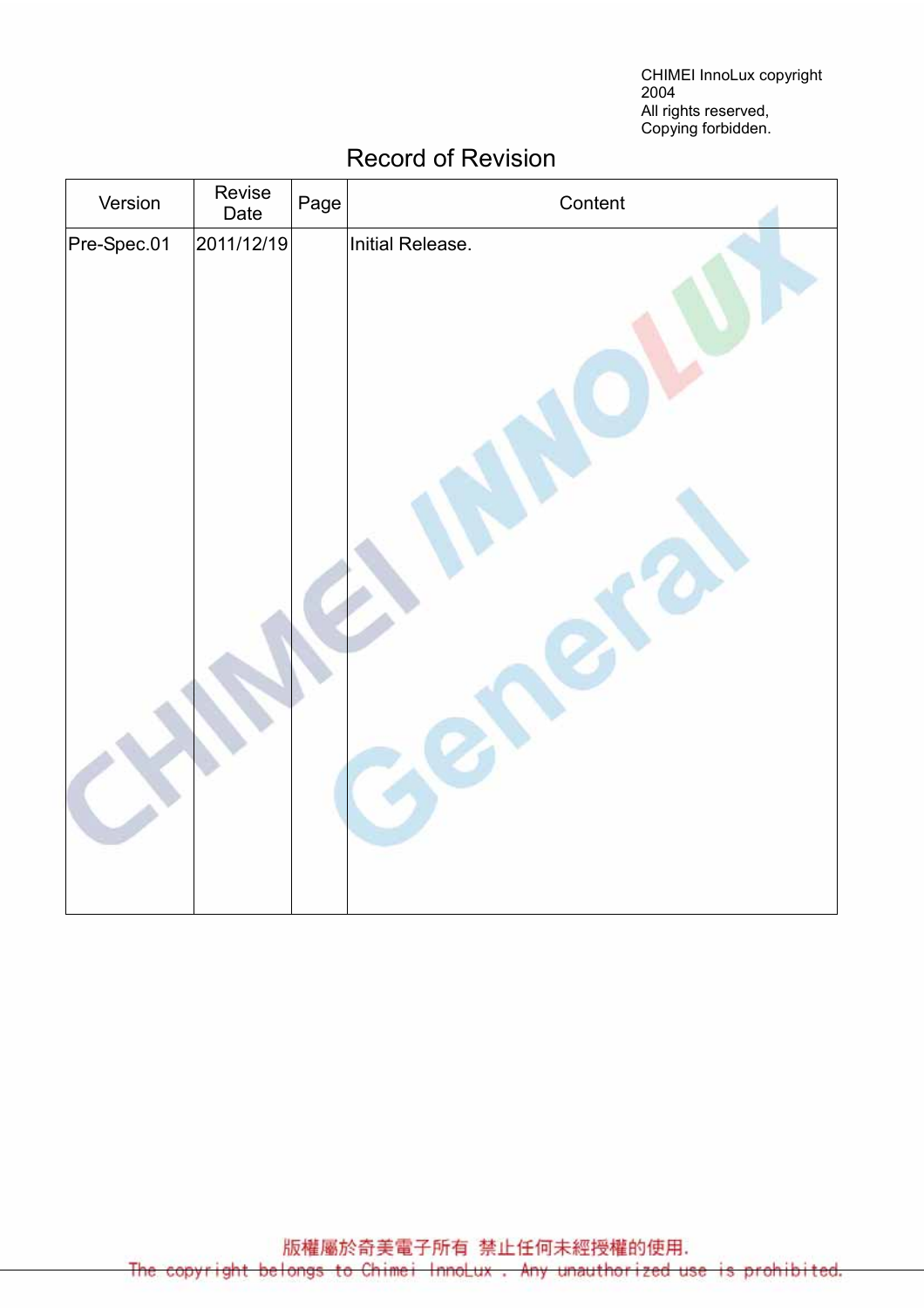CHIMEI InnoLux copyright 2004
All rights reserved,
Copying forbidden.

## Record of Revision

| Version | Revise Date | Page | Content |
|---|---|---|---|
| Pre-Spec.01 | 2011/12/19 | | Initial Release. |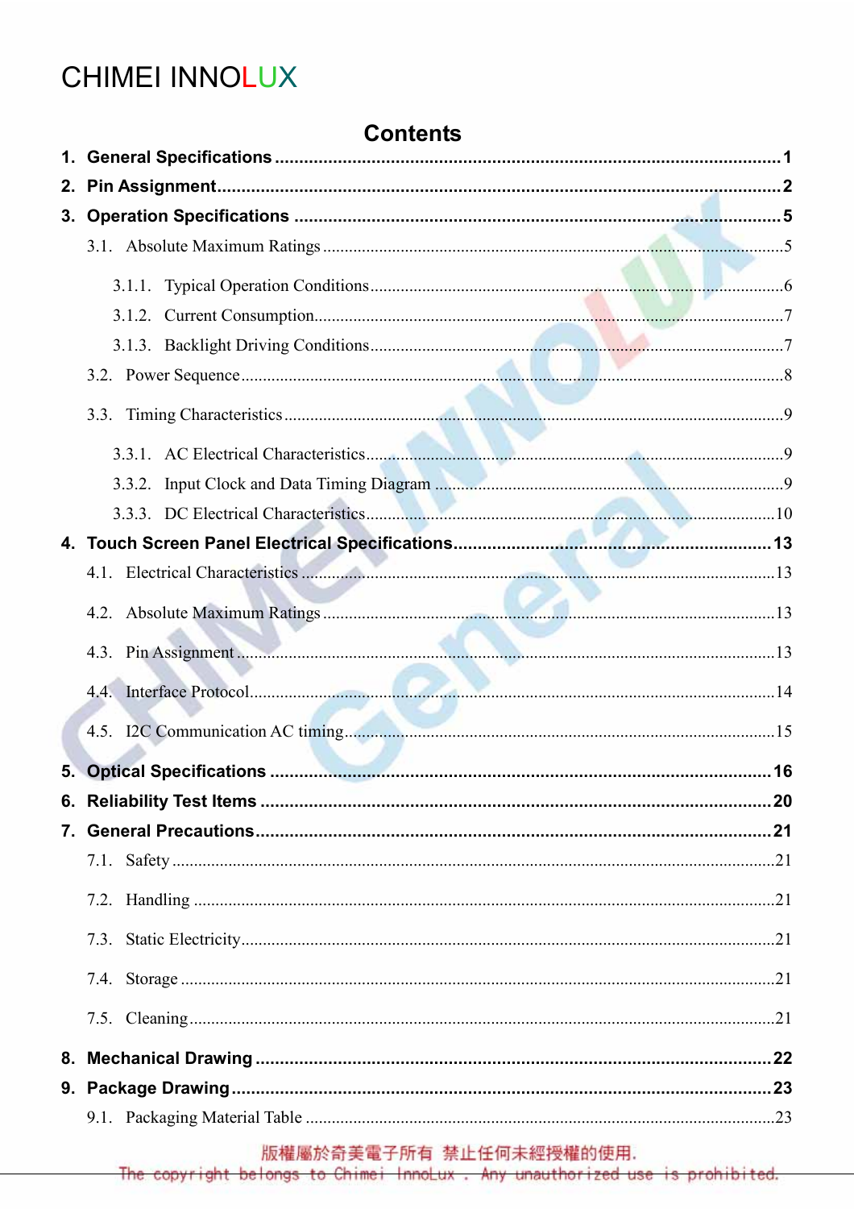CHIMEI INNOLUX

# Contents

1. **General Specifications** ........ 1
2. **Pin Assignment** ........ 2
3. **Operation Specifications** ........ 5
   - 3.1. Absolute Maximum Ratings ........ 5
     - 3.1.1. Typical Operation Conditions ........ 6
     - 3.1.2. Current Consumption ........ 7
     - 3.1.3. Backlight Driving Conditions ........ 7
   - 3.2. Power Sequence ........ 8
   - 3.3. Timing Characteristics ........ 9
     - 3.3.1. AC Electrical Characteristics ........ 9
     - 3.3.2. Input Clock and Data Timing Diagram ........ 9
     - 3.3.3. DC Electrical Characteristics ........ 10
4. **Touch Screen Panel Electrical Specifications** ........ 13
   - 4.1. Electrical Characteristics ........ 13
   - 4.2. Absolute Maximum Ratings ........ 13
   - 4.3. Pin Assignment ........ 13
   - 4.4. Interface Protocol ........ 14
   - 4.5. I2C Communication AC timing ........ 15
5. **Optical Specifications** ........ 16
6. **Reliability Test Items** ........ 20
7. **General Precautions** ........ 21
   - 7.1. Safety ........ 21
   - 7.2. Handling ........ 21
   - 7.3. Static Electricity ........ 21
   - 7.4. Storage ........ 21
   - 7.5. Cleaning ........ 21
8. **Mechanical Drawing** ........ 22
9. **Package Drawing** ........ 23
   - 9.1. Packaging Material Table ........ 23

版權屬於奇美電子所有 禁止任何未經授權的使用.
The copyright belongs to Chimei InnoLux . Any unauthorized use is prohibited.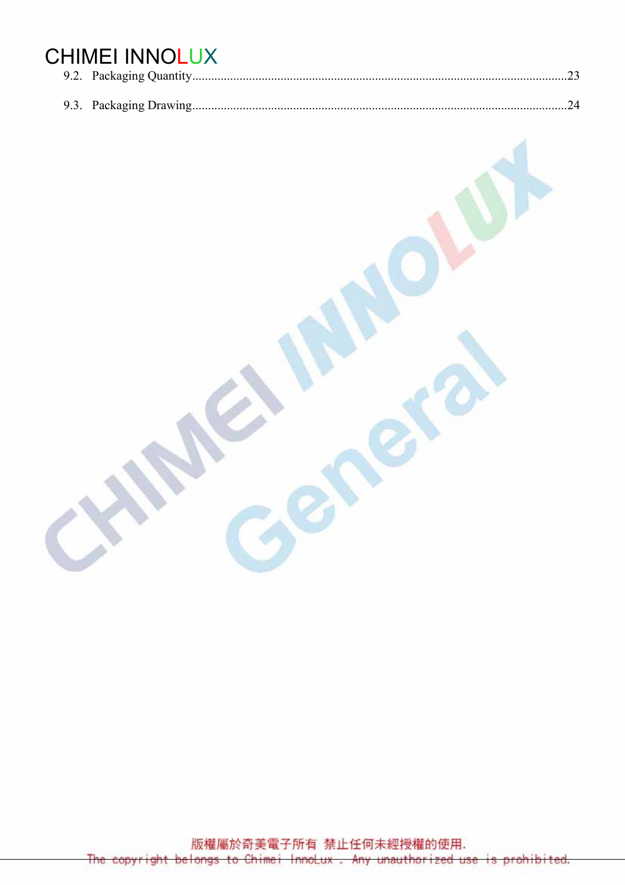9.2. Packaging Quantity......................................................................................................................23

9.3. Packaging Drawing......................................................................................................................24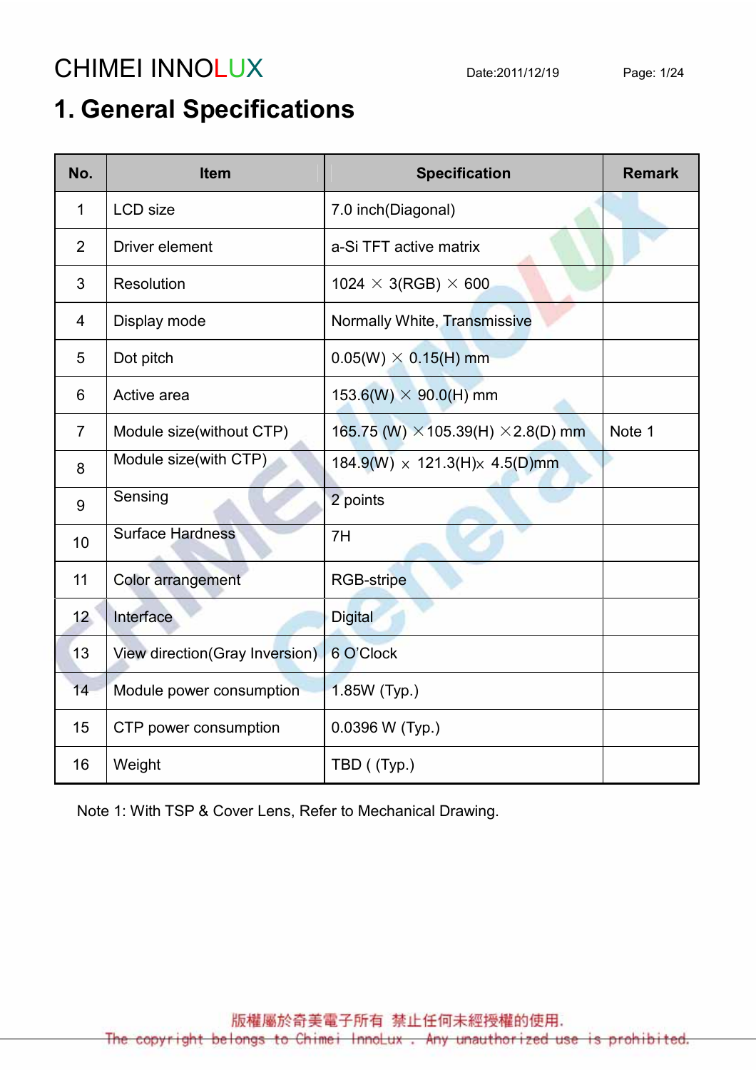# 1. General Specifications

| No. | Item | Specification | Remark |
|---|---|---|---|
| 1 | LCD size | 7.0 inch(Diagonal) | |
| 2 | Driver element | a-Si TFT active matrix | |
| 3 | Resolution | 1024 × 3(RGB) × 600 | |
| 4 | Display mode | Normally White, Transmissive | |
| 5 | Dot pitch | 0.05(W) × 0.15(H) mm | |
| 6 | Active area | 153.6(W) × 90.0(H) mm | |
| 7 | Module size(without CTP) | 165.75 (W) ×105.39(H) ×2.8(D) mm | Note 1 |
| 8 | Module size(with CTP) | 184.9(W) x 121.3(H)x 4.5(D)mm | |
| 9 | Sensing | 2 points | |
| 10 | Surface Hardness | 7H | |
| 11 | Color arrangement | RGB-stripe | |
| 12 | Interface | Digital | |
| 13 | View direction(Gray Inversion) | 6 O'Clock | |
| 14 | Module power consumption | 1.85W (Typ.) | |
| 15 | CTP power consumption | 0.0396 W (Typ.) | |
| 16 | Weight | TBD ( (Typ.) | |

Note 1: With TSP & Cover Lens, Refer to Mechanical Drawing.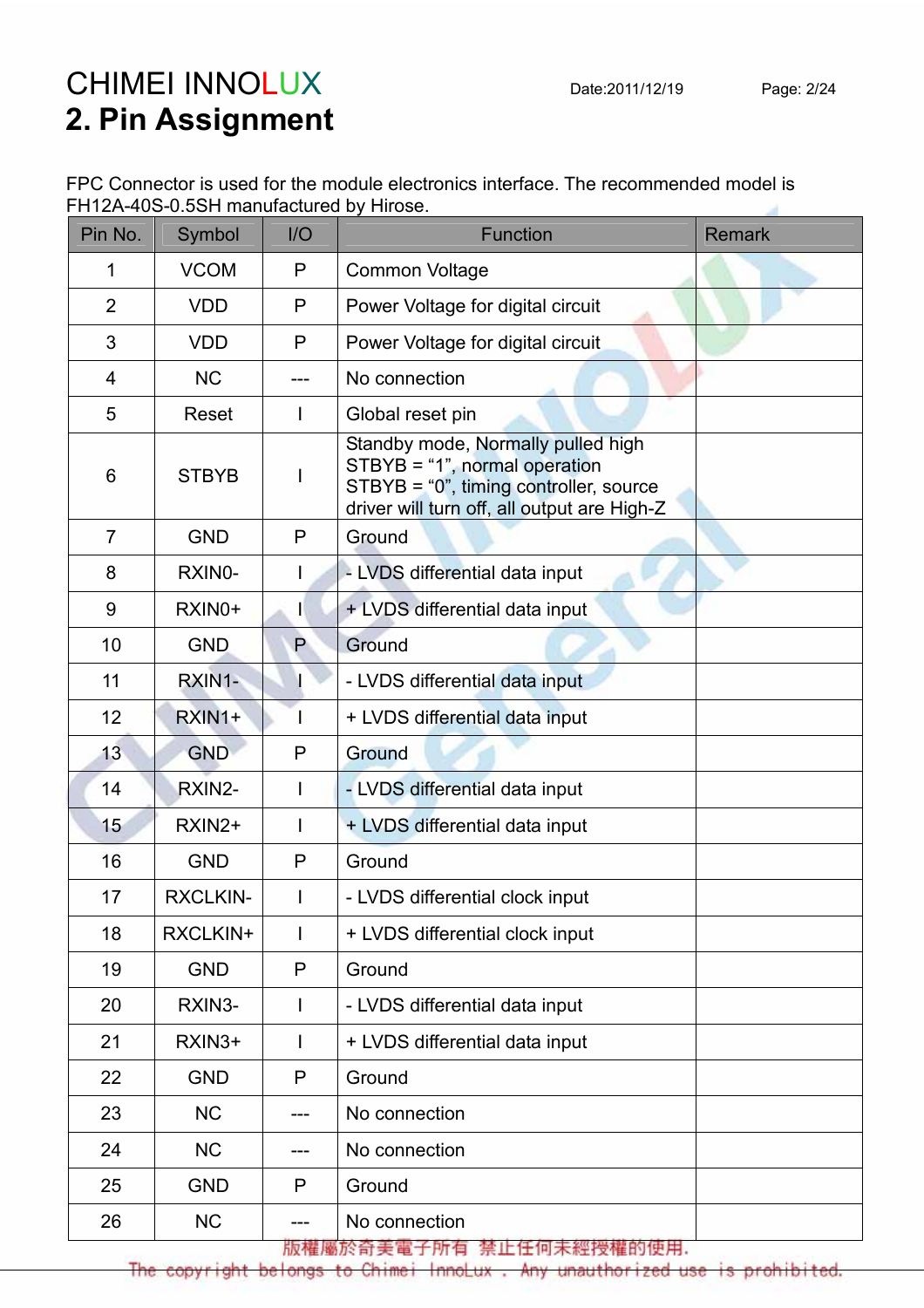## 2. Pin Assignment

FPC Connector is used for the module electronics interface. The recommended model is FH12A-40S-0.5SH manufactured by Hirose.

| Pin No. | Symbol | I/O | Function | Remark |
|---|---|---|---|---|
| 1 | VCOM | P | Common Voltage | |
| 2 | VDD | P | Power Voltage for digital circuit | |
| 3 | VDD | P | Power Voltage for digital circuit | |
| 4 | NC | --- | No connection | |
| 5 | Reset | I | Global reset pin | |
| 6 | STBYB | I | Standby mode, Normally pulled high<br>STBYB = “1”, normal operation<br>STBYB = “0”, timing controller, source driver will turn off, all output are High-Z | |
| 7 | GND | P | Ground | |
| 8 | RXIN0- | I | - LVDS differential data input | |
| 9 | RXIN0+ | I | + LVDS differential data input | |
| 10 | GND | P | Ground | |
| 11 | RXIN1- | I | - LVDS differential data input | |
| 12 | RXIN1+ | I | + LVDS differential data input | |
| 13 | GND | P | Ground | |
| 14 | RXIN2- | I | - LVDS differential data input | |
| 15 | RXIN2+ | I | + LVDS differential data input | |
| 16 | GND | P | Ground | |
| 17 | RXCLKIN- | I | - LVDS differential clock input | |
| 18 | RXCLKIN+ | I | + LVDS differential clock input | |
| 19 | GND | P | Ground | |
| 20 | RXIN3- | I | - LVDS differential data input | |
| 21 | RXIN3+ | I | + LVDS differential data input | |
| 22 | GND | P | Ground | |
| 23 | NC | --- | No connection | |
| 24 | NC | --- | No connection | |
| 25 | GND | P | Ground | |
| 26 | NC | --- | No connection | |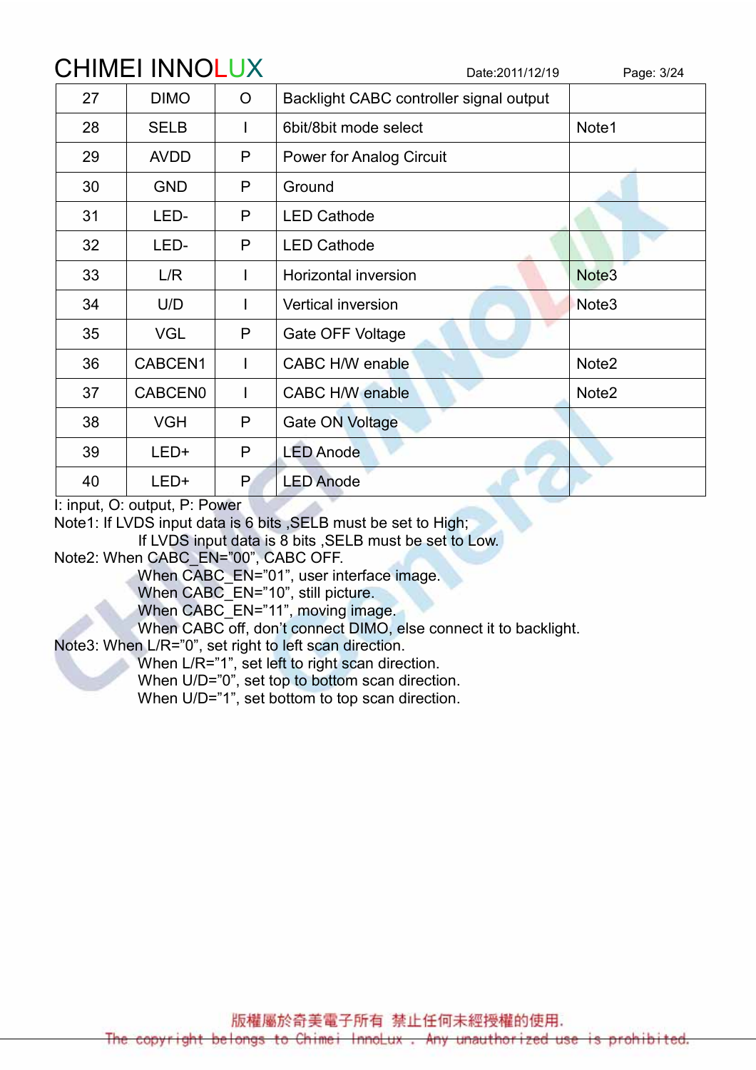| 27 | DIMO | O | Backlight CABC controller signal output | |
|---|---|---|---|---|
| 28 | SELB | I | 6bit/8bit mode select | Note1 |
| 29 | AVDD | P | Power for Analog Circuit | |
| 30 | GND | P | Ground | |
| 31 | LED- | P | LED Cathode | |
| 32 | LED- | P | LED Cathode | |
| 33 | L/R | I | Horizontal inversion | Note3 |
| 34 | U/D | I | Vertical inversion | Note3 |
| 35 | VGL | P | Gate OFF Voltage | |
| 36 | CABCEN1 | I | CABC H/W enable | Note2 |
| 37 | CABCEN0 | I | CABC H/W enable | Note2 |
| 38 | VGH | P | Gate ON Voltage | |
| 39 | LED+ | P | LED Anode | |
| 40 | LED+ | P | LED Anode | |

I: input, O: output, P: Power

Note1: If LVDS input data is 6 bits ,SELB must be set to High;
If LVDS input data is 8 bits ,SELB must be set to Low.

Note2: When CABC_EN="00", CABC OFF.
When CABC_EN="01", user interface image.
When CABC_EN="10", still picture.
When CABC_EN="11", moving image.
When CABC off, don't connect DIMO, else connect it to backlight.

Note3: When L/R="0", set right to left scan direction.
When L/R="1", set left to right scan direction.
When U/D="0", set top to bottom scan direction.
When U/D="1", set bottom to top scan direction.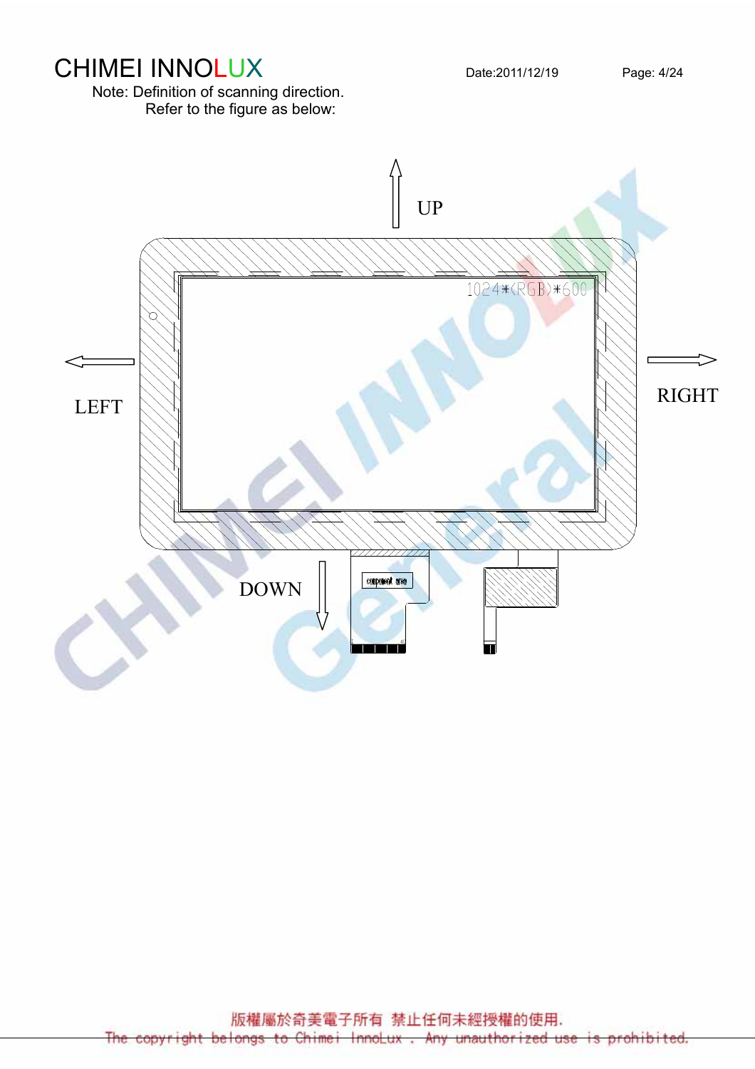Note: Definition of scanning direction.

Refer to the figure as below:

UP

LEFT

RIGHT

DOWN

1024*(RGB)*600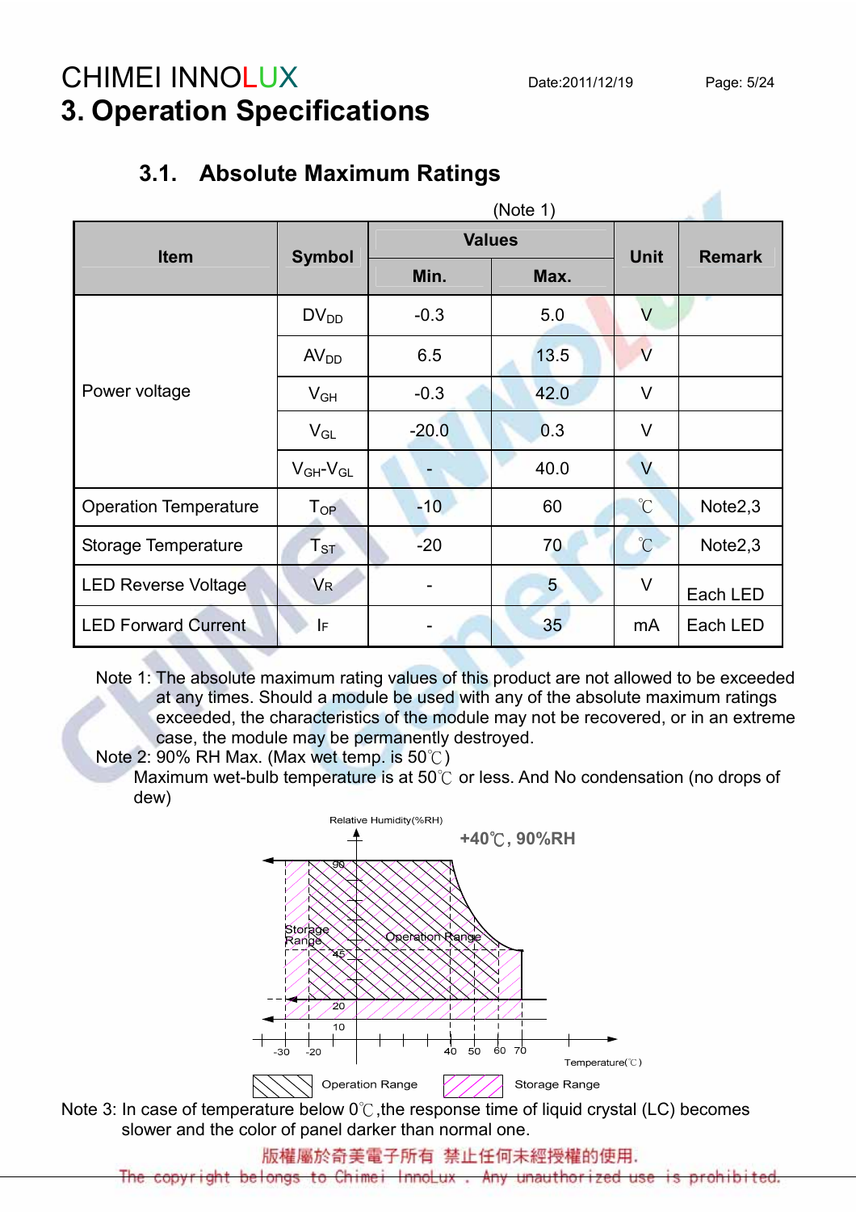# 3. Operation Specifications

## 3.1. Absolute Maximum Ratings

(Note 1)

| Item | Symbol | Values | | Unit | Remark |
|---|---|---|---|---|---|
| | | Min. | Max. | | |
| Power voltage | $DV_{DD}$ | -0.3 | 5.0 | V | |
| | $AV_{DD}$ | 6.5 | 13.5 | V | |
| | $V_{GH}$ | -0.3 | 42.0 | V | |
| | $V_{GL}$ | -20.0 | 0.3 | V | |
| | $V_{GH}$-$V_{GL}$ | - | 40.0 | V | |
| Operation Temperature | $T_{OP}$ | -10 | 60 | ℃ | Note2,3 |
| Storage Temperature | $T_{ST}$ | -20 | 70 | ℃ | Note2,3 |
| LED Reverse Voltage | $V_R$ | - | 5 | V | Each LED |
| LED Forward Current | $I_F$ | - | 35 | mA | Each LED |

Note 1: The absolute maximum rating values of this product are not allowed to be exceeded at any times. Should a module be used with any of the absolute maximum ratings exceeded, the characteristics of the module may not be recovered, or in an extreme case, the module may be permanently destroyed.

Note 2: 90% RH Max. (Max wet temp. is 50℃)

Maximum wet-bulb temperature is at 50℃ or less. And No condensation (no drops of dew)

Relative Humidity(%RH)

+40℃, 90%RH

Storage Range

Operation Range

Temperature(℃)

Operation Range　Storage Range

Note 3: In case of temperature below 0℃,the response time of liquid crystal (LC) becomes slower and the color of panel darker than normal one.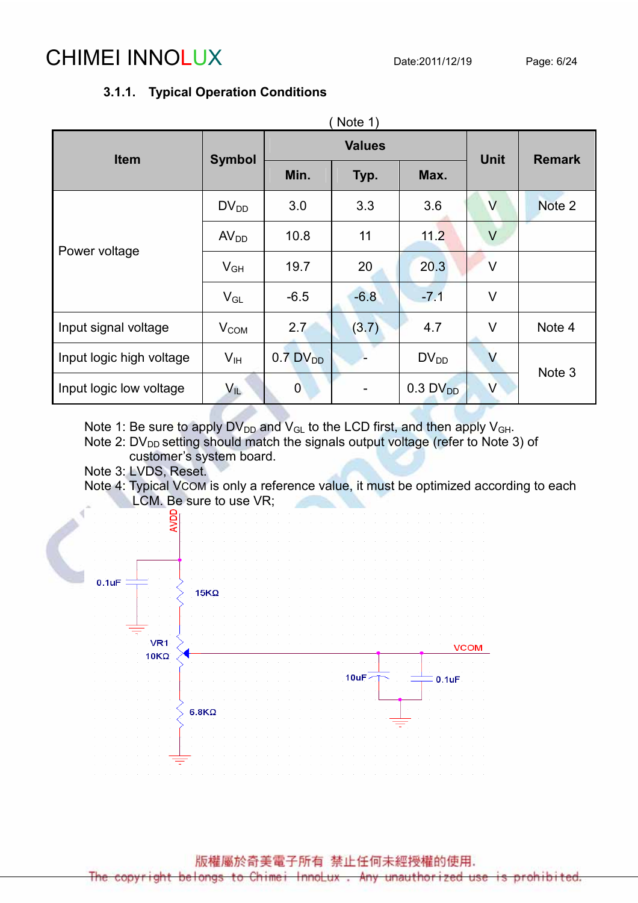### 3.1.1. Typical Operation Conditions

( Note 1)

| Item | Symbol | Values | | | Unit | Remark |
|---|---|---|---|---|---|---|
| | | Min. | Typ. | Max. | | |
| Power voltage | $DV_{DD}$ | 3.0 | 3.3 | 3.6 | V | Note 2 |
| | $AV_{DD}$ | 10.8 | 11 | 11.2 | V | |
| | $V_{GH}$ | 19.7 | 20 | 20.3 | V | |
| | $V_{GL}$ | -6.5 | -6.8 | -7.1 | V | |
| Input signal voltage | $V_{COM}$ | 2.7 | (3.7) | 4.7 | V | Note 4 |
| Input logic high voltage | $V_{IH}$ | 0.7 $DV_{DD}$ | - | $DV_{DD}$ | V | Note 3 |
| Input logic low voltage | $V_{IL}$ | 0 | - | 0.3 $DV_{DD}$ | V | |

Note 1: Be sure to apply $DV_{DD}$ and $V_{GL}$ to the LCD first, and then apply $V_{GH}$.
Note 2: $DV_{DD}$ setting should match the signals output voltage (refer to Note 3) of customer's system board.
Note 3: LVDS, Reset.
Note 4: Typical VCOM is only a reference value, it must be optimized according to each LCM. Be sure to use VR;

AVDD, 0.1uF, 15KΩ, VR1 10KΩ, 6.8KΩ, VCOM, 10uF, 0.1uF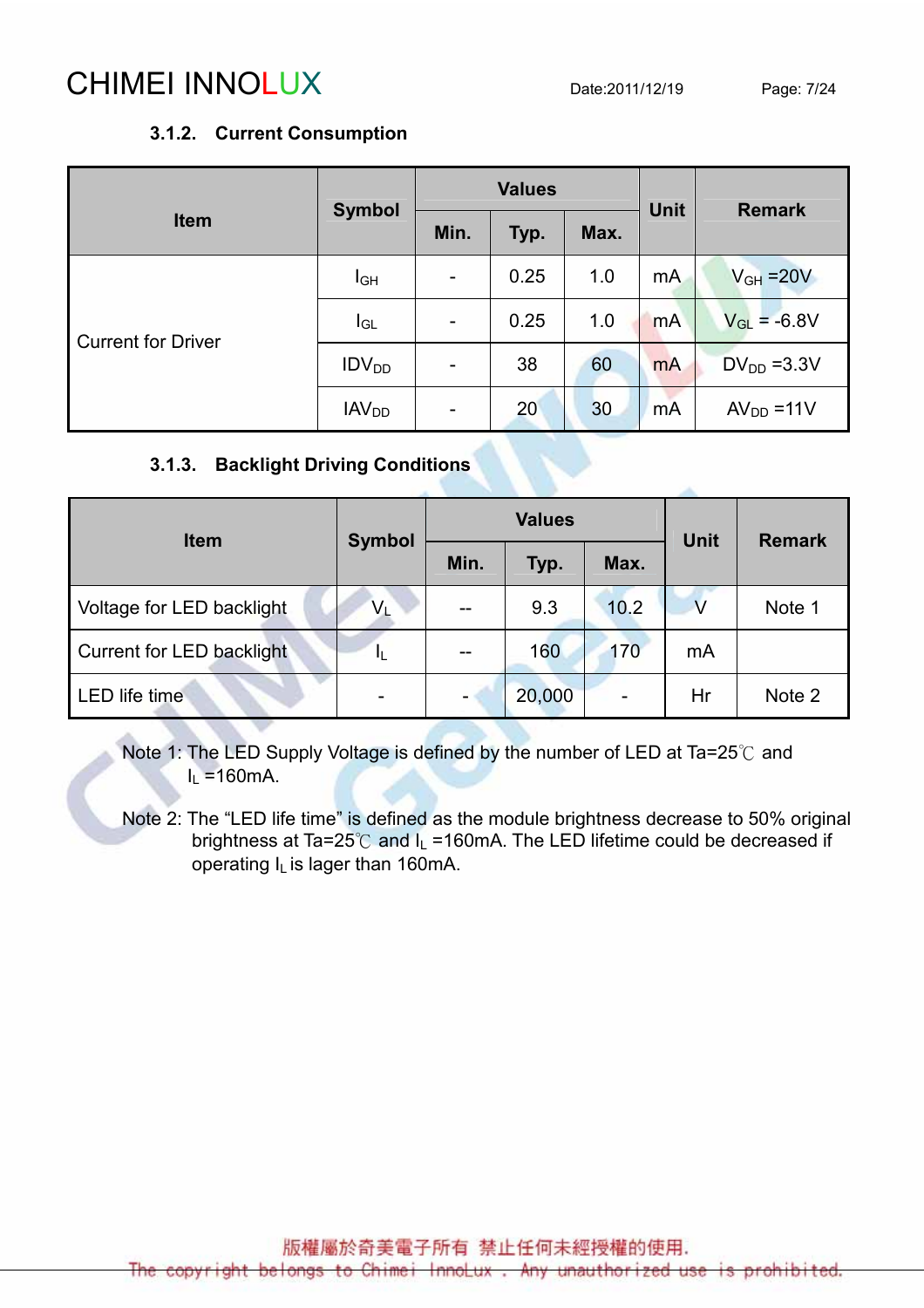### 3.1.2. Current Consumption

| Item | Symbol | Values | | | Unit | Remark |
|---|---|---|---|---|---|---|
| | | Min. | Typ. | Max. | | |
| Current for Driver | $I_{GH}$ | - | 0.25 | 1.0 | mA | $V_{GH}$ =20V |
| | $I_{GL}$ | - | 0.25 | 1.0 | mA | $V_{GL}$ = -6.8V |
| | $IDV_{DD}$ | - | 38 | 60 | mA | $DV_{DD}$ =3.3V |
| | $IAV_{DD}$ | - | 20 | 30 | mA | $AV_{DD}$ =11V |

### 3.1.3. Backlight Driving Conditions

| Item | Symbol | Values | | | Unit | Remark |
|---|---|---|---|---|---|---|
| | | Min. | Typ. | Max. | | |
| Voltage for LED backlight | $V_L$ | -- | 9.3 | 10.2 | V | Note 1 |
| Current for LED backlight | $I_L$ | -- | 160 | 170 | mA | |
| LED life time | - | - | 20,000 | - | Hr | Note 2 |

Note 1: The LED Supply Voltage is defined by the number of LED at Ta=25℃ and $I_L$ =160mA.

Note 2: The "LED life time" is defined as the module brightness decrease to 50% original brightness at Ta=25℃ and $I_L$ =160mA. The LED lifetime could be decreased if operating $I_L$ is lager than 160mA.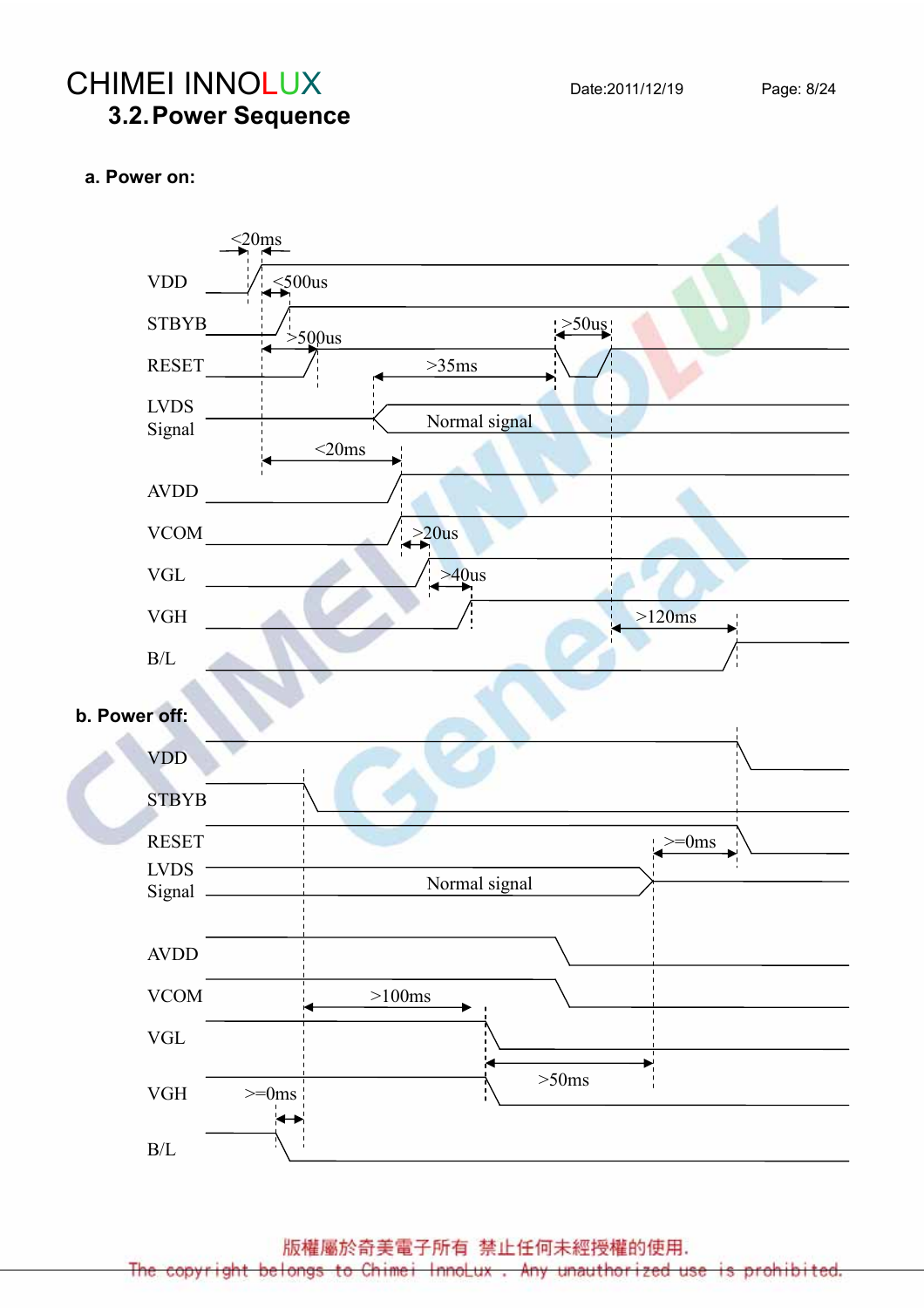## 3.2. Power Sequence

**a. Power on:**

VDD

STBYB

RESET

LVDS Signal

AVDD

VCOM

VGL

VGH

B/L

<20ms

<500us

>500us

>35ms

>50us

Normal signal

<20ms

>20us

>40us

>120ms

**b. Power off:**

VDD

STBYB

RESET

LVDS Signal

AVDD

VCOM

VGL

VGH

B/L

>=0ms

Normal signal

>100ms

>50ms

>=0ms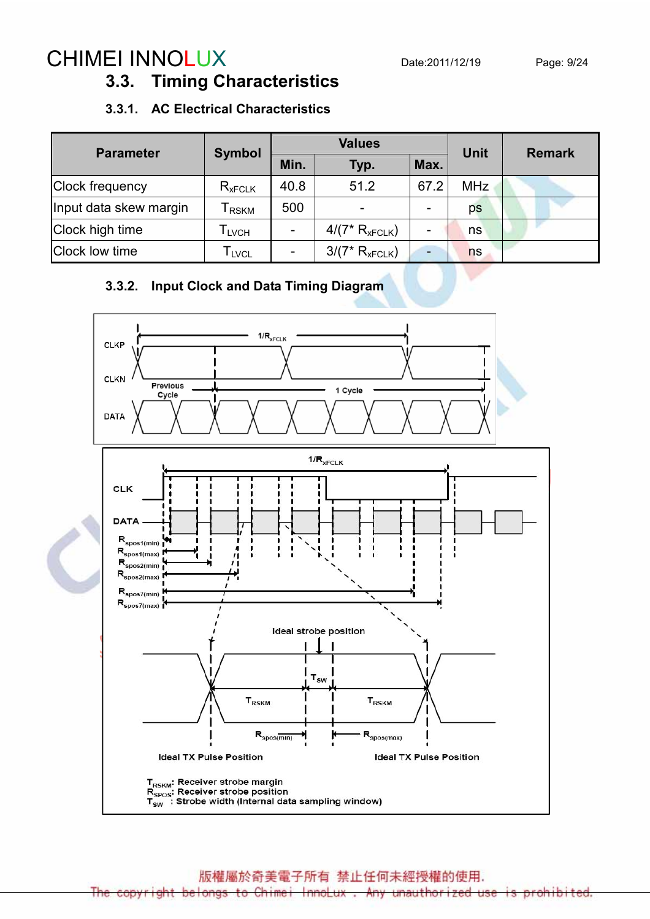## 3.3. Timing Characteristics

### 3.3.1. AC Electrical Characteristics

| Parameter | Symbol | Values | | | Unit | Remark |
|---|---|---|---|---|---|---|
| | | Min. | Typ. | Max. | | |
| Clock frequency | $R_{xFCLK}$ | 40.8 | 51.2 | 67.2 | MHz | |
| Input data skew margin | $T_{RSKM}$ | 500 | - | - | ps | |
| Clock high time | $T_{LVCH}$ | - | $4/(7* R_{xFCLK})$ | - | ns | |
| Clock low time | $T_{LVCL}$ | - | $3/(7* R_{xFCLK})$ | - | ns | |

### 3.3.2. Input Clock and Data Timing Diagram

CLKP, CLKN, DATA — $1/R_{xFCLK}$ — Previous Cycle — 1 Cycle

CLK, DATA — $1/R_{xFCLK}$ — $R_{spos1(min)}$, $R_{spos1(max)}$, $R_{spos2(min)}$, $R_{spos2(max)}$, $R_{spos7(min)}$, $R_{spos7(max)}$

Ideal strobe position — $T_{SW}$ — $T_{RSKM}$ — $T_{RSKM}$ — $R_{spos(min)}$ — $R_{spos(max)}$

Ideal TX Pulse Position — Ideal TX Pulse Position

$T_{RSKM}$: Receiver strobe margin
$R_{SPOS}$: Receiver strobe position
$T_{SW}$ : Strobe width (Internal data sampling window)

版權屬於奇美電子所有 禁止任何未經授權的使用.
The copyright belongs to Chimei InnoLux . Any unauthorized use is prohibited.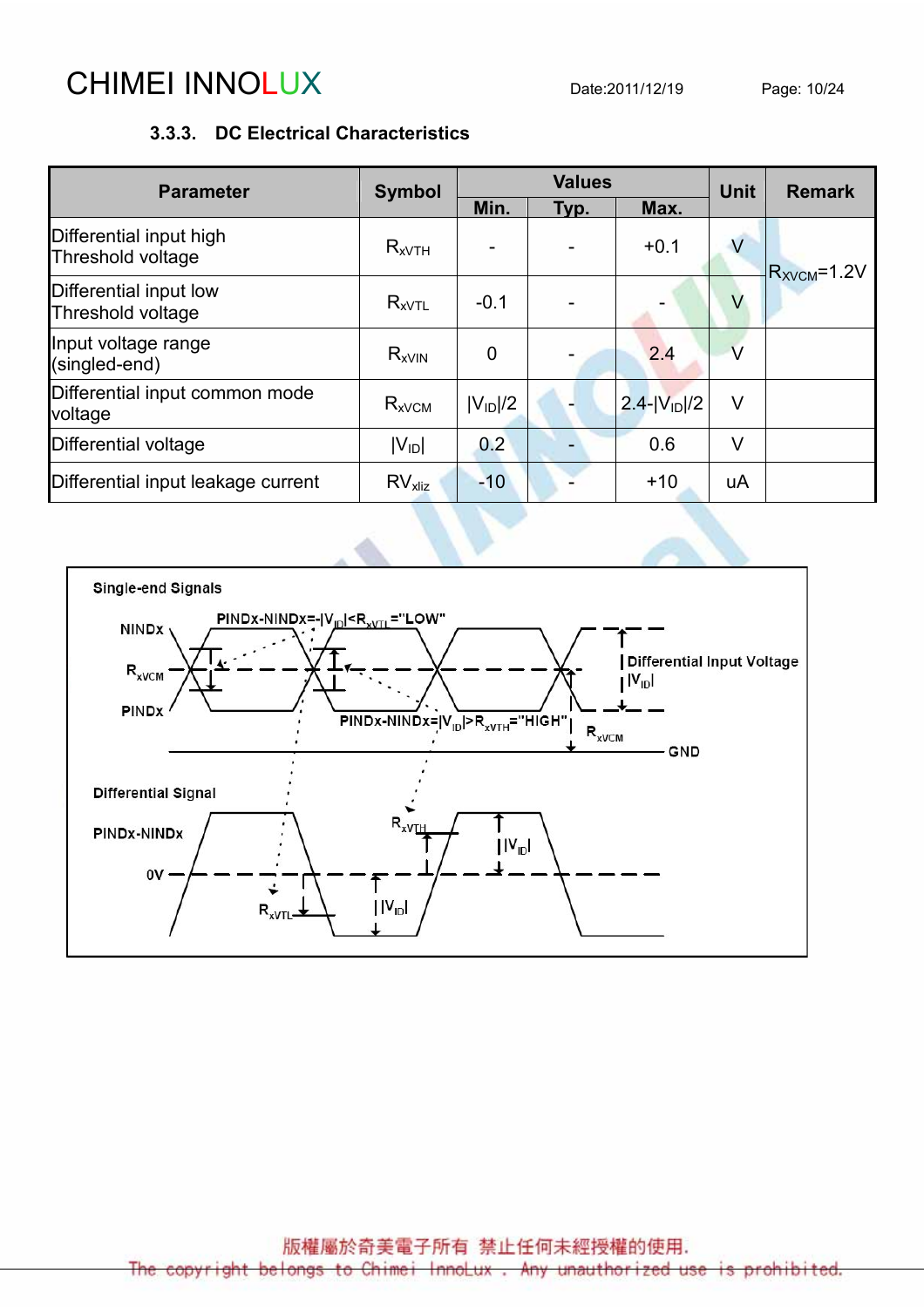### 3.3.3. DC Electrical Characteristics

| Parameter | Symbol | Values | | | Unit | Remark |
|---|---|---|---|---|---|---|
| | | Min. | Typ. | Max. | | |
| Differential input high Threshold voltage | $R_{xVTH}$ | - | - | +0.1 | V | $R_{XVCM}$=1.2V |
| Differential input low Threshold voltage | $R_{xVTL}$ | -0.1 | - | - | V | |
| Input voltage range (singled-end) | $R_{xVIN}$ | 0 | - | 2.4 | V | |
| Differential input common mode voltage | $R_{xVCM}$ | $\|V_{ID}\|/2$ | - | $2.4-\|V_{ID}\|/2$ | V | |
| Differential voltage | $\|V_{ID}\|$ | 0.2 | - | 0.6 | V | |
| Differential input leakage current | $RV_{xliz}$ | -10 | - | +10 | uA | |

Single-end Signals

NINDx

$R_{xVCM}$

PINDx

PINDx-NINDx=-$|V_{ID}|$<$R_{xVTL}$="LOW"

PINDx-NINDx=$|V_{ID}|$>$R_{xVTH}$="HIGH"

Differential Input Voltage $|V_{ID}|$

$R_{xVCM}$

GND

Differential Signal

PINDx-NINDx

0V

$R_{xVTH}$

$|V_{ID}|$

$R_{xVTL}$

$|V_{ID}|$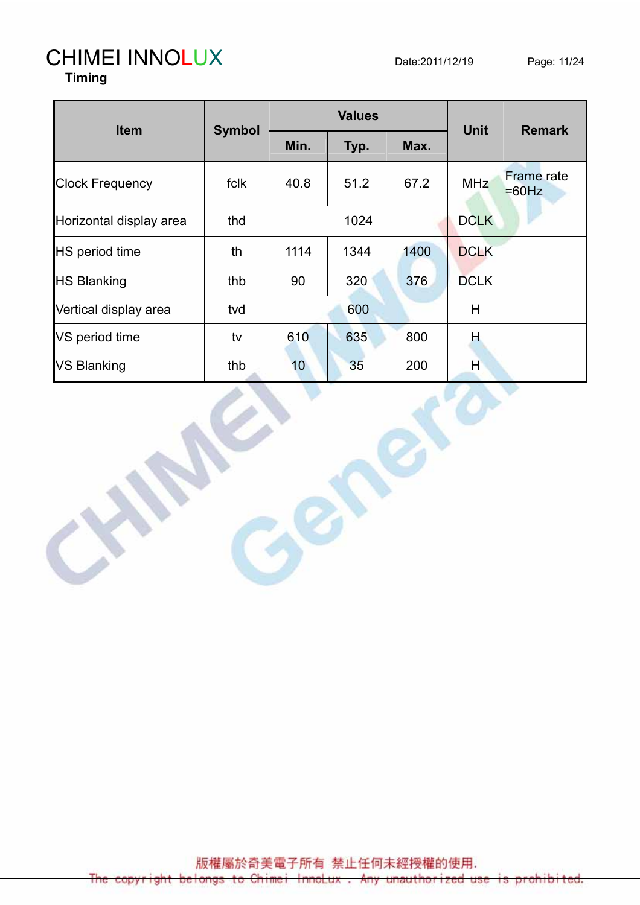## Timing

| Item | Symbol | Values | | | Unit | Remark |
|---|---|---|---|---|---|---|
| | | Min. | Typ. | Max. | | |
| Clock Frequency | fclk | 40.8 | 51.2 | 67.2 | MHz | Frame rate =60Hz |
| Horizontal display area | thd | 1024 | | | DCLK | |
| HS period time | th | 1114 | 1344 | 1400 | DCLK | |
| HS Blanking | thb | 90 | 320 | 376 | DCLK | |
| Vertical display area | tvd | 600 | | | H | |
| VS period time | tv | 610 | 635 | 800 | H | |
| VS Blanking | thb | 10 | 35 | 200 | H | |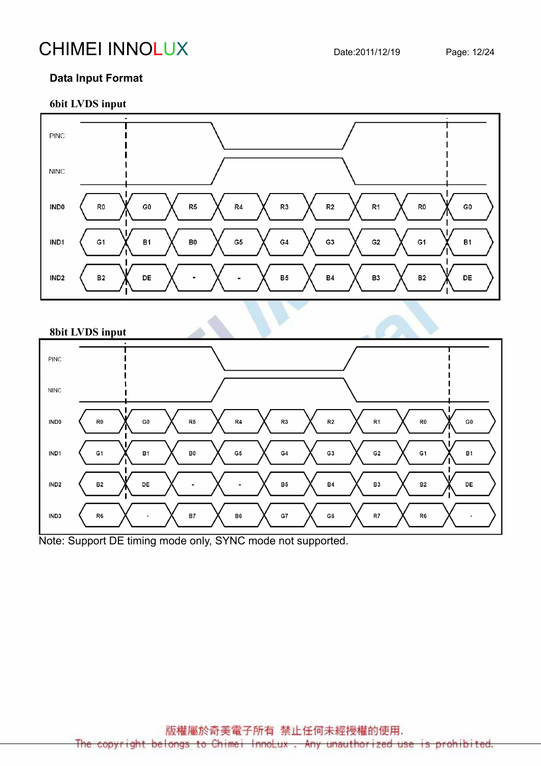## Data Input Format

### 6bit LVDS input

| Signal | | | | | | | | | |
|---|---|---|---|---|---|---|---|---|---|
| IND0 | R0 | G0 | R5 | R4 | R3 | R2 | R1 | R0 | G0 |
| IND1 | G1 | B1 | B0 | G5 | G4 | G3 | G2 | G1 | B1 |
| IND2 | B2 | DE | - | - | B5 | B4 | B3 | B2 | DE |

(PINC / NINC clock signals shown above data lanes)

### 8bit LVDS input

| Signal | | | | | | | | | |
|---|---|---|---|---|---|---|---|---|---|
| IND0 | R0 | G0 | R5 | R4 | R3 | R2 | R1 | R0 | G0 |
| IND1 | G1 | B1 | B0 | G5 | G4 | G3 | G2 | G1 | B1 |
| IND2 | B2 | DE | - | - | B5 | B4 | B3 | B2 | DE |
| IND3 | R6 | - | B7 | B6 | G7 | G6 | R7 | R6 | - |

(PINC / NINC clock signals shown above data lanes)

Note: Support DE timing mode only, SYNC mode not supported.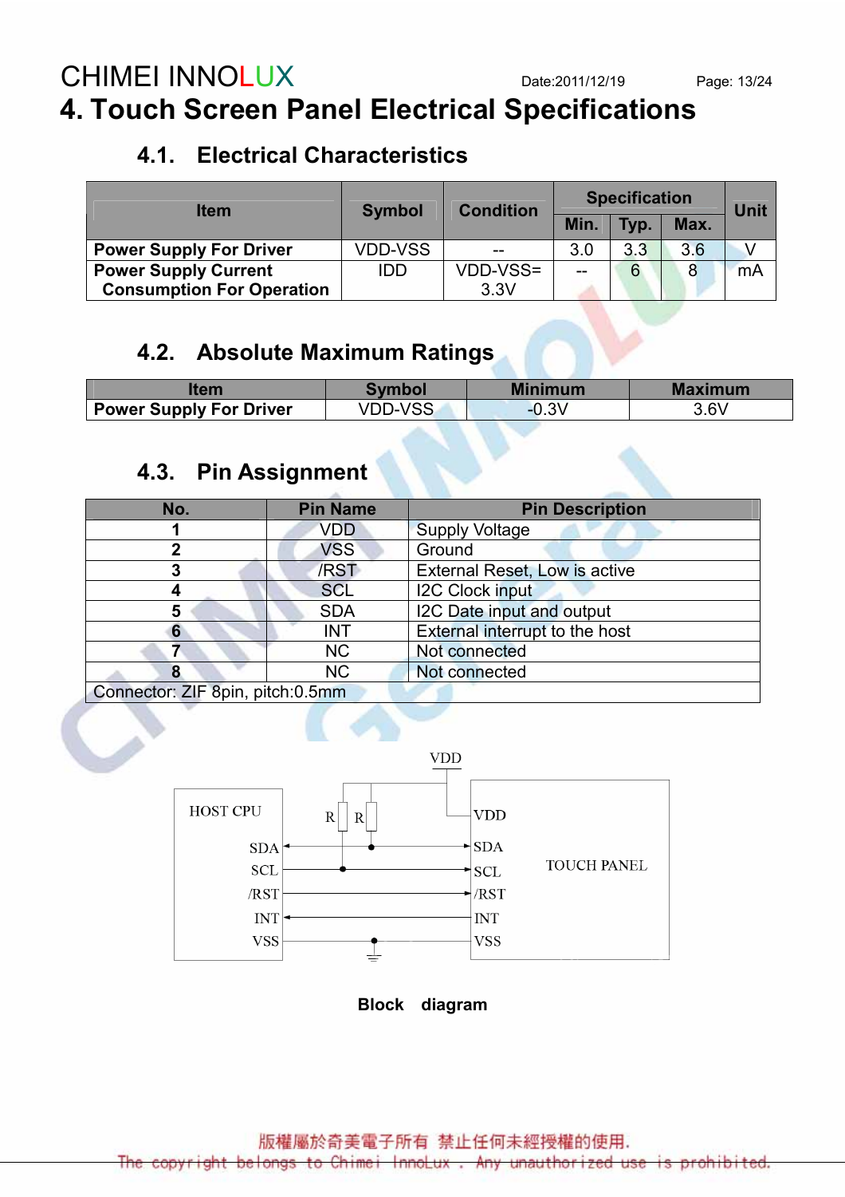# 4. Touch Screen Panel Electrical Specifications

## 4.1. Electrical Characteristics

| Item | Symbol | Condition | Specification | | | Unit |
|---|---|---|---|---|---|---|
| | | | Min. | Typ. | Max. | |
| **Power Supply For Driver** | VDD-VSS | -- | 3.0 | 3.3 | 3.6 | V |
| **Power Supply Current Consumption For Operation** | IDD | VDD-VSS= 3.3V | -- | 6 | 8 | mA |

## 4.2. Absolute Maximum Ratings

| Item | Symbol | Minimum | Maximum |
|---|---|---|---|
| **Power Supply For Driver** | VDD-VSS | -0.3V | 3.6V |

## 4.3. Pin Assignment

| No. | Pin Name | Pin Description |
|---|---|---|
| 1 | VDD | Supply Voltage |
| 2 | VSS | Ground |
| 3 | /RST | External Reset, Low is active |
| 4 | SCL | I2C Clock input |
| 5 | SDA | I2C Date input and output |
| 6 | INT | External interrupt to the host |
| 7 | NC | Not connected |
| 8 | NC | Not connected |
| Connector: ZIF 8pin, pitch:0.5mm | | |

VDD

HOST CPU: SDA, SCL, /RST, INT, VSS

R R

TOUCH PANEL: VDD, SDA, SCL, /RST, INT, VSS

**Block diagram**

版權屬於奇美電子所有 禁止任何未經授權的使用.

The copyright belongs to Chimei InnoLux . Any unauthorized use is prohibited.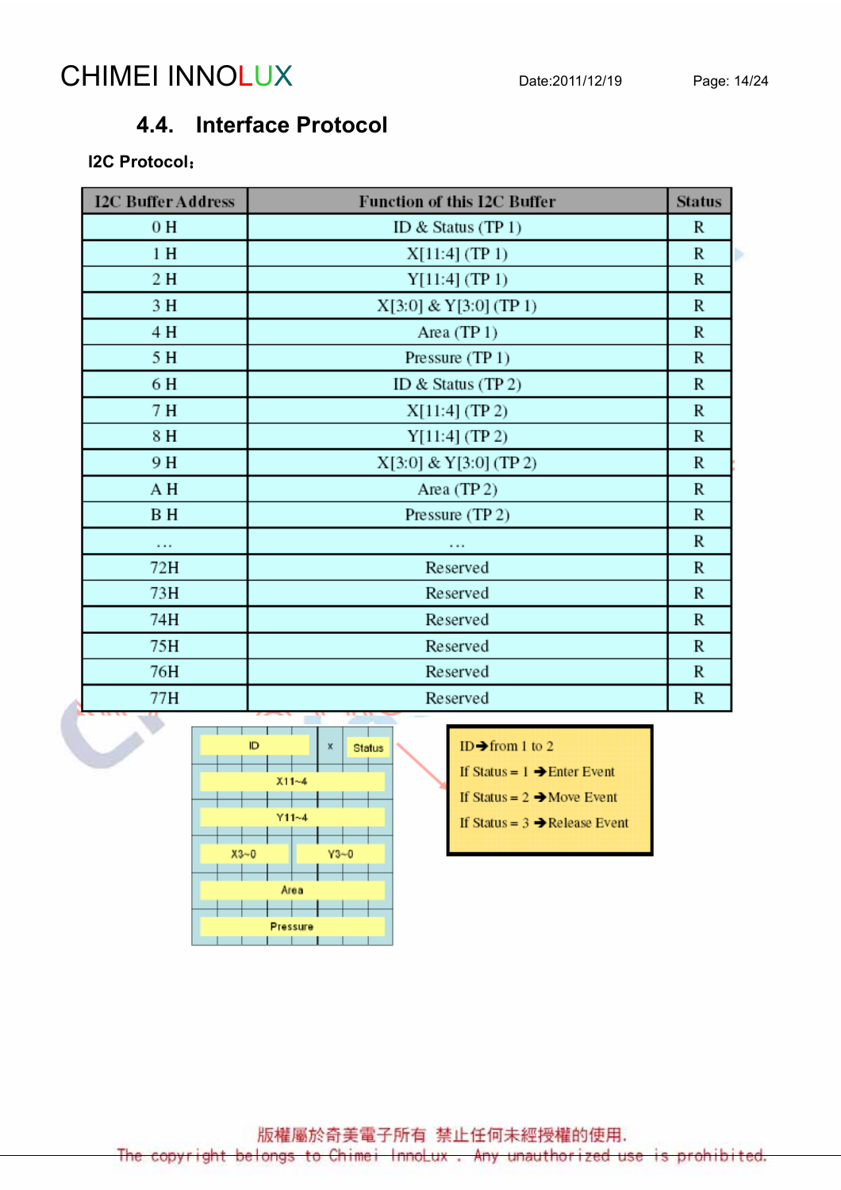## 4.4. Interface Protocol

**I2C Protocol：**

| I2C Buffer Address | Function of this I2C Buffer | Status |
|---|---|---|
| 0 H | ID & Status (TP 1) | R |
| 1 H | X[11:4] (TP 1) | R |
| 2 H | Y[11:4] (TP 1) | R |
| 3 H | X[3:0] & Y[3:0] (TP 1) | R |
| 4 H | Area (TP 1) | R |
| 5 H | Pressure (TP 1) | R |
| 6 H | ID & Status (TP 2) | R |
| 7 H | X[11:4] (TP 2) | R |
| 8 H | Y[11:4] (TP 2) | R |
| 9 H | X[3:0] & Y[3:0] (TP 2) | R |
| A H | Area (TP 2) | R |
| B H | Pressure (TP 2) | R |
| … | … | R |
| 72H | Reserved | R |
| 73H | Reserved | R |
| 74H | Reserved | R |
| 75H | Reserved | R |
| 76H | Reserved | R |
| 77H | Reserved | R |

| | | |
|---|---|---|
| ID | x | Status |
| X11~4 | | |
| Y11~4 | | |
| X3~0 | | Y3~0 |
| Area | | |
| Pressure | | |

ID → from 1 to 2

If Status = 1 → Enter Event

If Status = 2 → Move Event

If Status = 3 → Release Event

版權屬於奇美電子所有 禁止任何未經授權的使用.

The copyright belongs to Chimei InnoLux . Any unauthorized use is prohibited.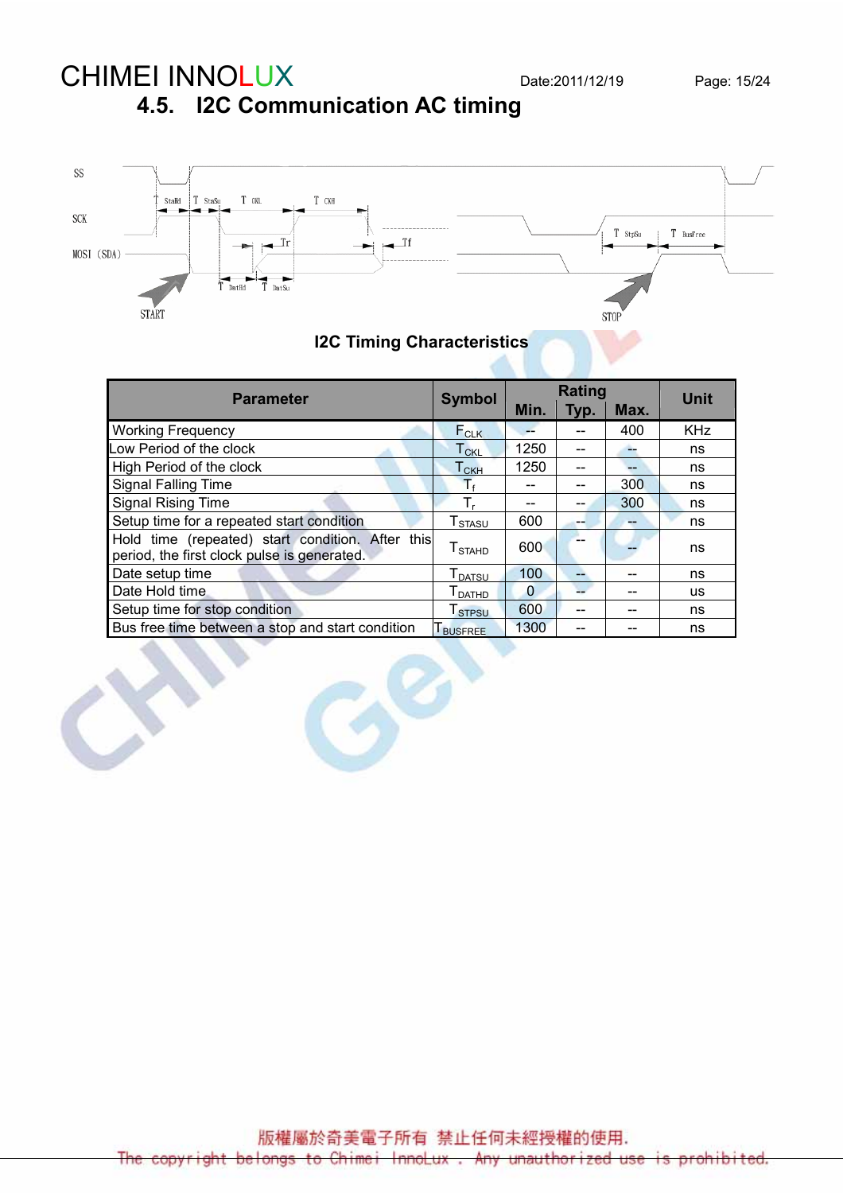## 4.5. I2C Communication AC timing

I2C Timing Characteristics

| Parameter | Symbol | Rating | | | Unit |
|---|---|---|---|---|---|
| | | Min. | Typ. | Max. | |
| Working Frequency | $F_{CLK}$ | -- | -- | 400 | KHz |
| Low Period of the clock | $T_{CKL}$ | 1250 | -- | -- | ns |
| High Period of the clock | $T_{CKH}$ | 1250 | -- | -- | ns |
| Signal Falling Time | $T_f$ | -- | -- | 300 | ns |
| Signal Rising Time | $T_r$ | -- | -- | 300 | ns |
| Setup time for a repeated start condition | $T_{STASU}$ | 600 | -- | -- | ns |
| Hold time (repeated) start condition. After this period, the first clock pulse is generated. | $T_{STAHD}$ | 600 | -- | -- | ns |
| Date setup time | $T_{DATSU}$ | 100 | -- | -- | ns |
| Date Hold time | $T_{DATHD}$ | 0 | -- | -- | us |
| Setup time for stop condition | $T_{STPSU}$ | 600 | -- | -- | ns |
| Bus free time between a stop and start condition | $T_{BUSFREE}$ | 1300 | -- | -- | ns |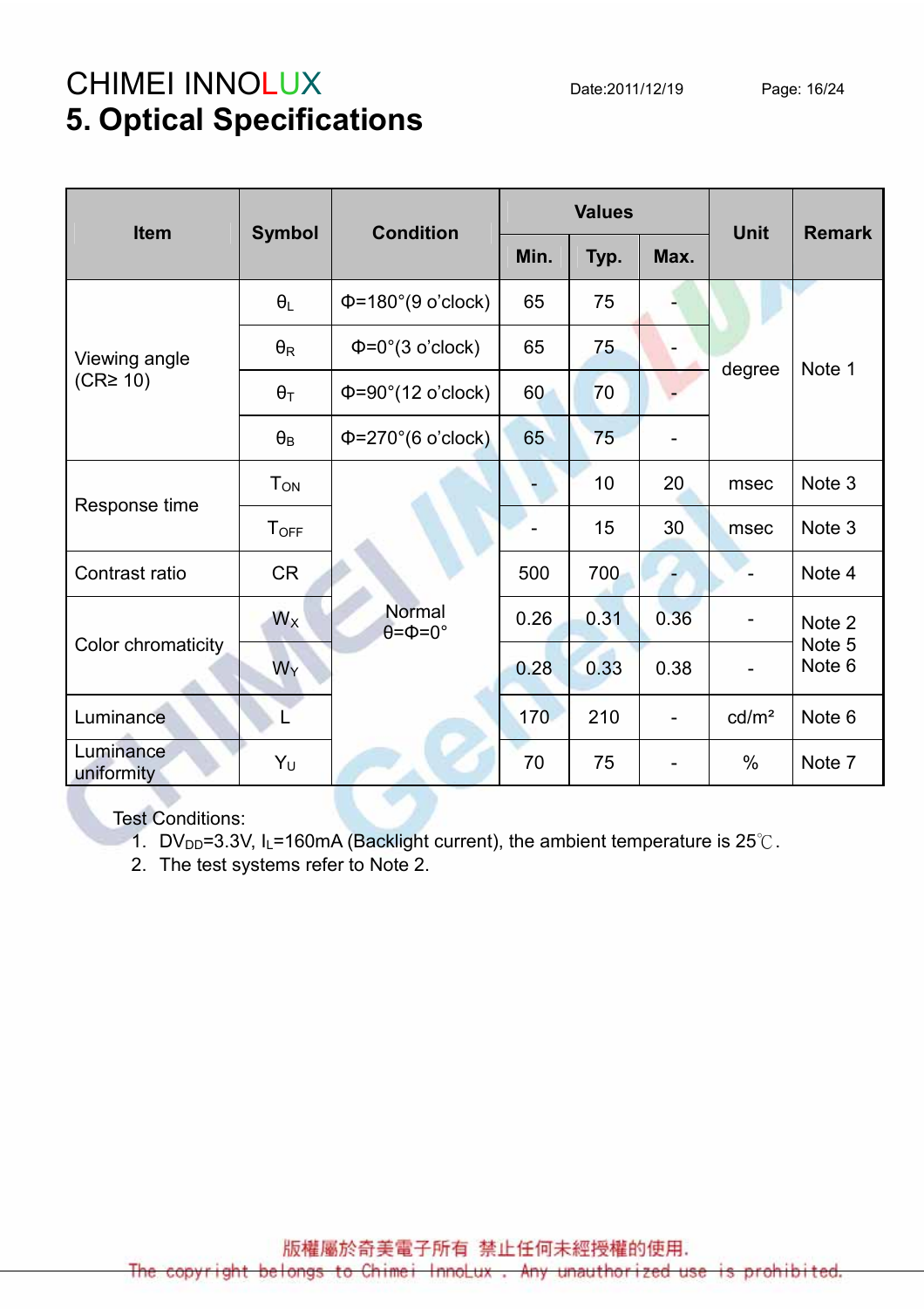## 5. Optical Specifications

| Item | Symbol | Condition | Values | | | Unit | Remark |
|---|---|---|---|---|---|---|---|
| | | | Min. | Typ. | Max. | | |
| Viewing angle (CR≥ 10) | $\theta_L$ | Φ=180°(9 o'clock) | 65 | 75 | - | degree | Note 1 |
| | $\theta_R$ | Φ=0°(3 o'clock) | 65 | 75 | - | | |
| | $\theta_T$ | Φ=90°(12 o'clock) | 60 | 70 | - | | |
| | $\theta_B$ | Φ=270°(6 o'clock) | 65 | 75 | - | | |
| Response time | $T_{ON}$ | Normal θ=Φ=0° | - | 10 | 20 | msec | Note 3 |
| | $T_{OFF}$ | | - | 15 | 30 | msec | Note 3 |
| Contrast ratio | CR | | 500 | 700 | - | - | Note 4 |
| Color chromaticity | $W_X$ | | 0.26 | 0.31 | 0.36 | - | Note 2 Note 5 Note 6 |
| | $W_Y$ | | 0.28 | 0.33 | 0.38 | - | |
| Luminance | L | | 170 | 210 | - | cd/m² | Note 6 |
| Luminance uniformity | $Y_U$ | | 70 | 75 | - | % | Note 7 |

Test Conditions:

1. $DV_{DD}$=3.3V, $I_L$=160mA (Backlight current), the ambient temperature is 25℃.
2. The test systems refer to Note 2.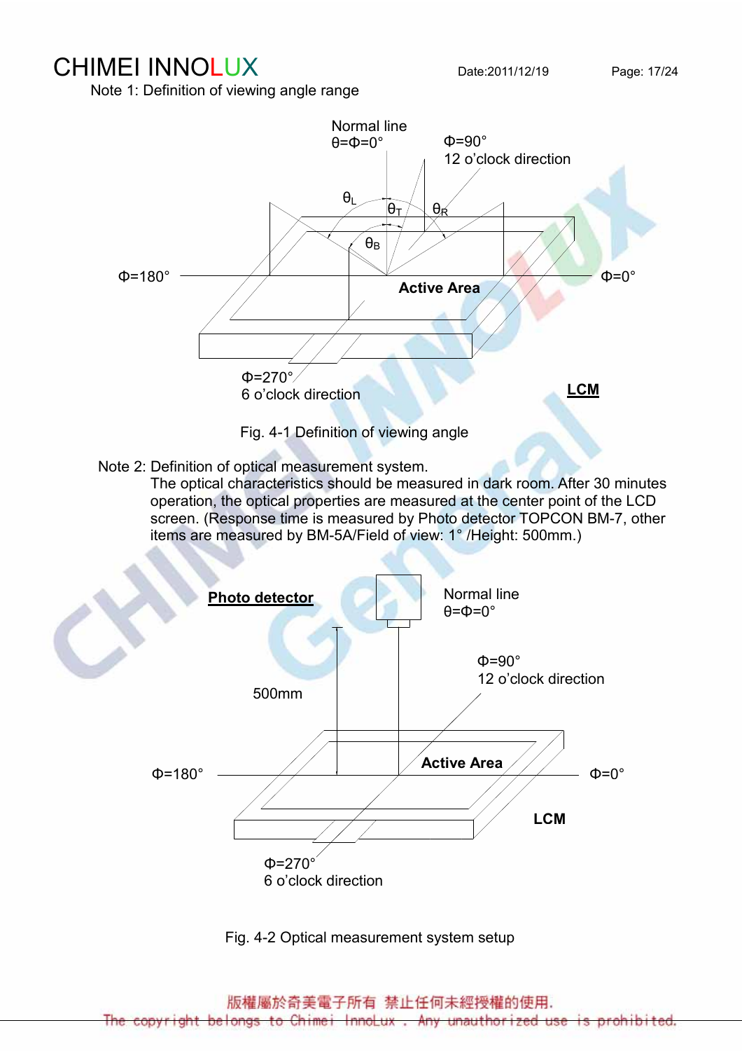Note 1: Definition of viewing angle range

Fig. 4-1 Definition of viewing angle

Note 2: Definition of optical measurement system.

The optical characteristics should be measured in dark room. After 30 minutes operation, the optical properties are measured at the center point of the LCD screen. (Response time is measured by Photo detector TOPCON BM-7, other items are measured by BM-5A/Field of view: 1° /Height: 500mm.)

Fig. 4-2 Optical measurement system setup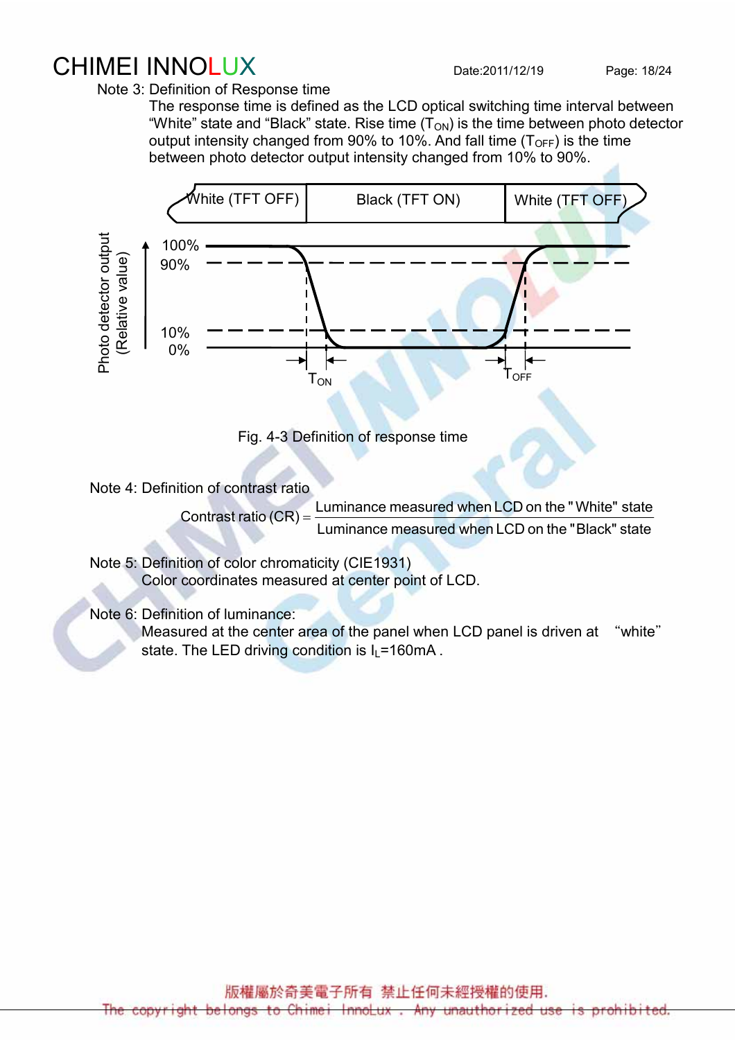Note 3: Definition of Response time

The response time is defined as the LCD optical switching time interval between "White" state and "Black" state. Rise time ($T_{ON}$) is the time between photo detector output intensity changed from 90% to 10%. And fall time ($T_{OFF}$) is the time between photo detector output intensity changed from 10% to 90%.

Fig. 4-3 Definition of response time

Note 4: Definition of contrast ratio

$$\text{Contrast ratio (CR)} = \frac{\text{Luminance measured when LCD on the "White" state}}{\text{Luminance measured when LCD on the "Black" state}}$$

Note 5: Definition of color chromaticity (CIE1931)

Color coordinates measured at center point of LCD.

Note 6: Definition of luminance:

Measured at the center area of the panel when LCD panel is driven at "white" state. The LED driving condition is $I_L$=160mA .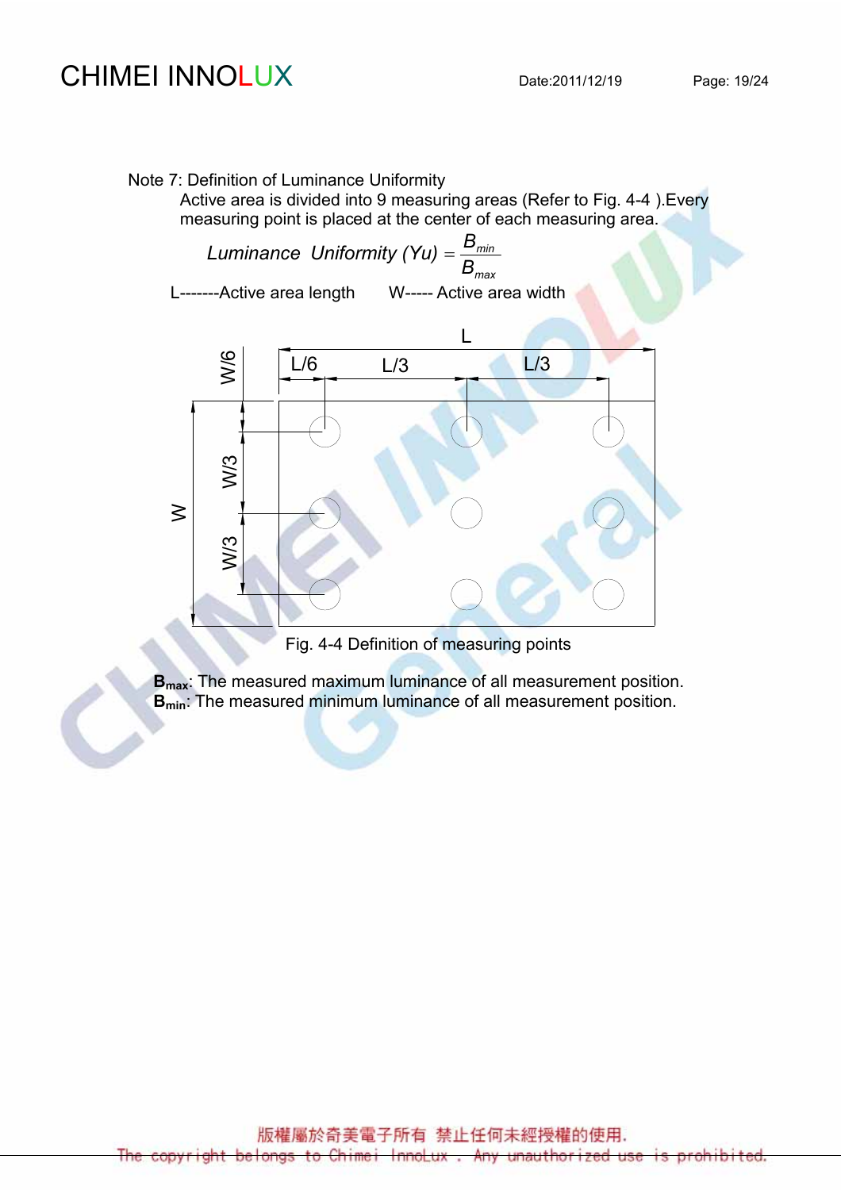Note 7: Definition of Luminance Uniformity

Active area is divided into 9 measuring areas (Refer to Fig. 4-4 ).Every measuring point is placed at the center of each measuring area.

$$Luminance\ \ Uniformity\ (Yu) = \frac{B_{min}}{B_{max}}$$

L-------Active area length W----- Active area width

Fig. 4-4 Definition of measuring points

**$B_{max}$**: The measured maximum luminance of all measurement position.
**$B_{min}$**: The measured minimum luminance of all measurement position.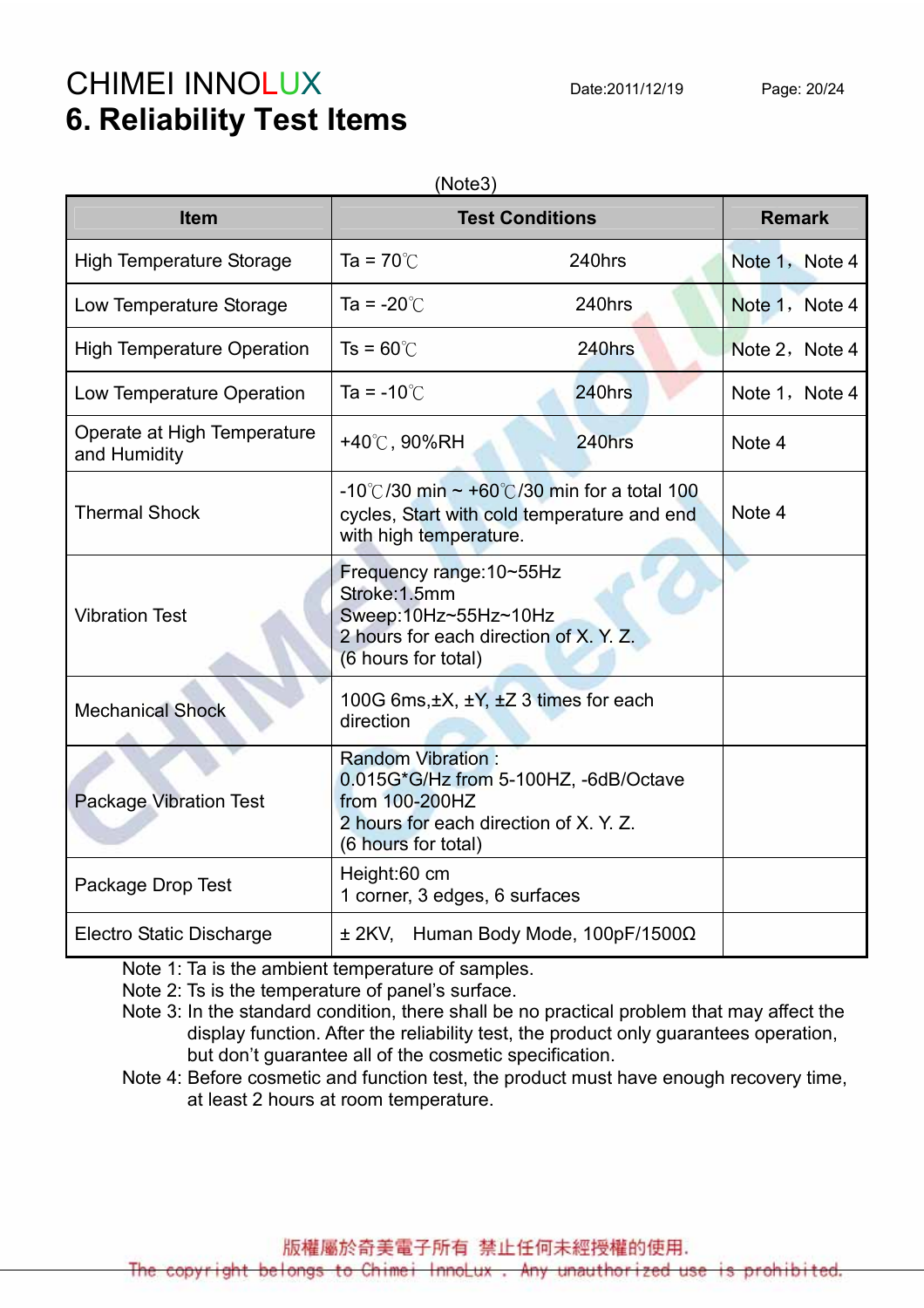# 6. Reliability Test Items

(Note3)

| Item | Test Conditions | Remark |
|---|---|---|
| High Temperature Storage | Ta = 70℃ 240hrs | Note 1，Note 4 |
| Low Temperature Storage | Ta = -20℃ 240hrs | Note 1，Note 4 |
| High Temperature Operation | Ts = 60℃ 240hrs | Note 2，Note 4 |
| Low Temperature Operation | Ta = -10℃ 240hrs | Note 1，Note 4 |
| Operate at High Temperature and Humidity | +40℃, 90%RH 240hrs | Note 4 |
| Thermal Shock | -10℃/30 min ~ +60℃/30 min for a total 100 cycles, Start with cold temperature and end with high temperature. | Note 4 |
| Vibration Test | Frequency range:10~55Hz<br>Stroke:1.5mm<br>Sweep:10Hz~55Hz~10Hz<br>2 hours for each direction of X. Y. Z.<br>(6 hours for total) | |
| Mechanical Shock | 100G 6ms,±X, ±Y, ±Z 3 times for each direction | |
| Package Vibration Test | Random Vibration :<br>0.015G*G/Hz from 5-100HZ, -6dB/Octave from 100-200HZ<br>2 hours for each direction of X. Y. Z.<br>(6 hours for total) | |
| Package Drop Test | Height:60 cm<br>1 corner, 3 edges, 6 surfaces | |
| Electro Static Discharge | ± 2KV, Human Body Mode, 100pF/1500Ω | |

Note 1: Ta is the ambient temperature of samples.
Note 2: Ts is the temperature of panel's surface.
Note 3: In the standard condition, there shall be no practical problem that may affect the display function. After the reliability test, the product only guarantees operation, but don't guarantee all of the cosmetic specification.
Note 4: Before cosmetic and function test, the product must have enough recovery time, at least 2 hours at room temperature.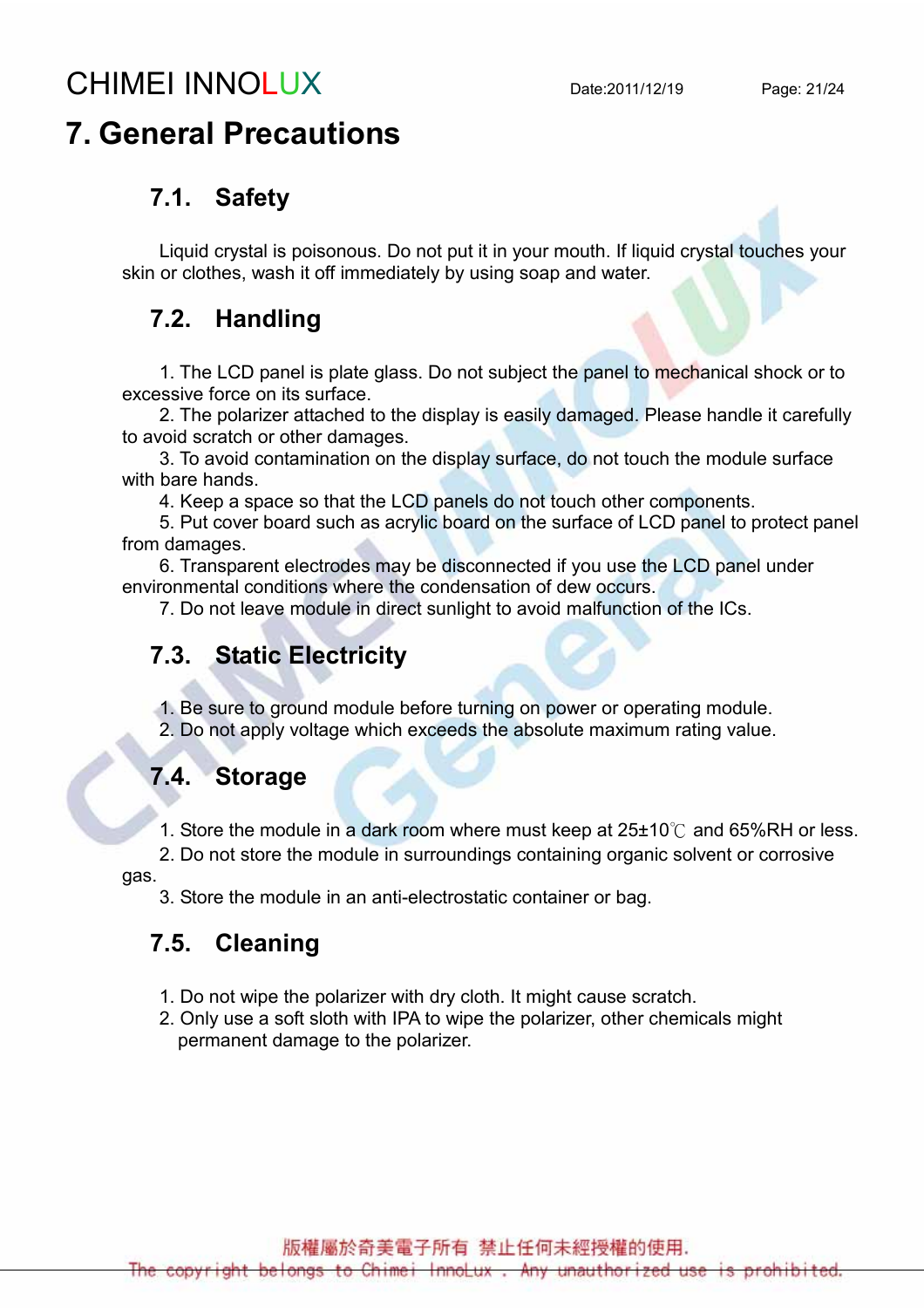# 7. General Precautions

## 7.1. Safety

Liquid crystal is poisonous. Do not put it in your mouth. If liquid crystal touches your skin or clothes, wash it off immediately by using soap and water.

## 7.2. Handling

1. The LCD panel is plate glass. Do not subject the panel to mechanical shock or to excessive force on its surface.
2. The polarizer attached to the display is easily damaged. Please handle it carefully to avoid scratch or other damages.
3. To avoid contamination on the display surface, do not touch the module surface with bare hands.
4. Keep a space so that the LCD panels do not touch other components.
5. Put cover board such as acrylic board on the surface of LCD panel to protect panel from damages.
6. Transparent electrodes may be disconnected if you use the LCD panel under environmental conditions where the condensation of dew occurs.
7. Do not leave module in direct sunlight to avoid malfunction of the ICs.

## 7.3. Static Electricity

1. Be sure to ground module before turning on power or operating module.
2. Do not apply voltage which exceeds the absolute maximum rating value.

## 7.4. Storage

1. Store the module in a dark room where must keep at 25±10℃ and 65%RH or less.
2. Do not store the module in surroundings containing organic solvent or corrosive gas.
3. Store the module in an anti-electrostatic container or bag.

## 7.5. Cleaning

1. Do not wipe the polarizer with dry cloth. It might cause scratch.
2. Only use a soft sloth with IPA to wipe the polarizer, other chemicals might permanent damage to the polarizer.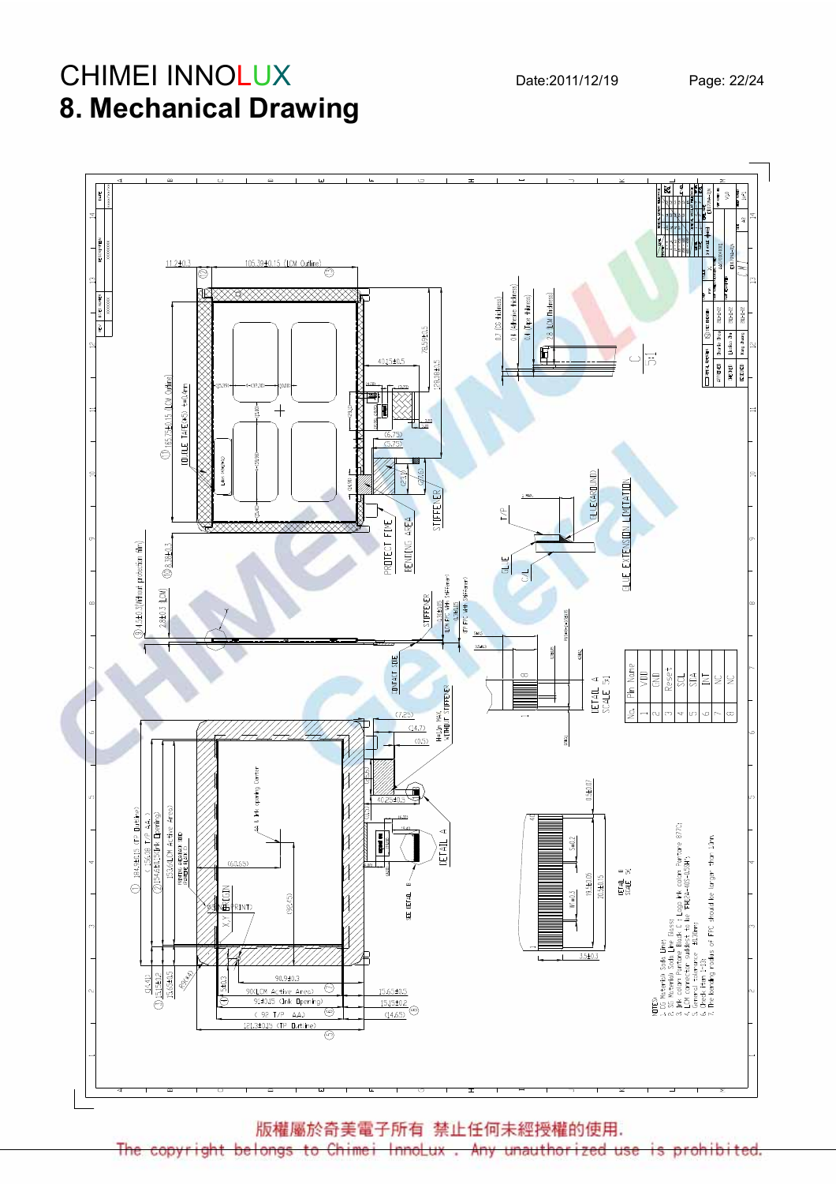# 8. Mechanical Drawing

| No. | Pin Name |
|---|---|
| 1 | VDD |
| 2 | GND |
| 3 | Reset |
| 4 | SCL |
| 5 | SDA |
| 6 | INT |
| 7 | NC |
| 8 | NC |

NOTES:
1. GS: Materials Soda Lime Glass
2. SS: Materials Soda Lime Glass
3. Ink color Pantone Black C ( Logo ink color Pantone 877C)
4. LCM connector suitable to be FH12A-40S-0.5SH
5. General tolerance ±0.3mm
6. Check item 1~18
7. The bending radius of FPC should be larger than 1mm.

版權屬於奇美電子所有 禁止任何未經授權的使用.
The copyright belongs to Chimei InnoLux . Any unauthorized use is prohibited.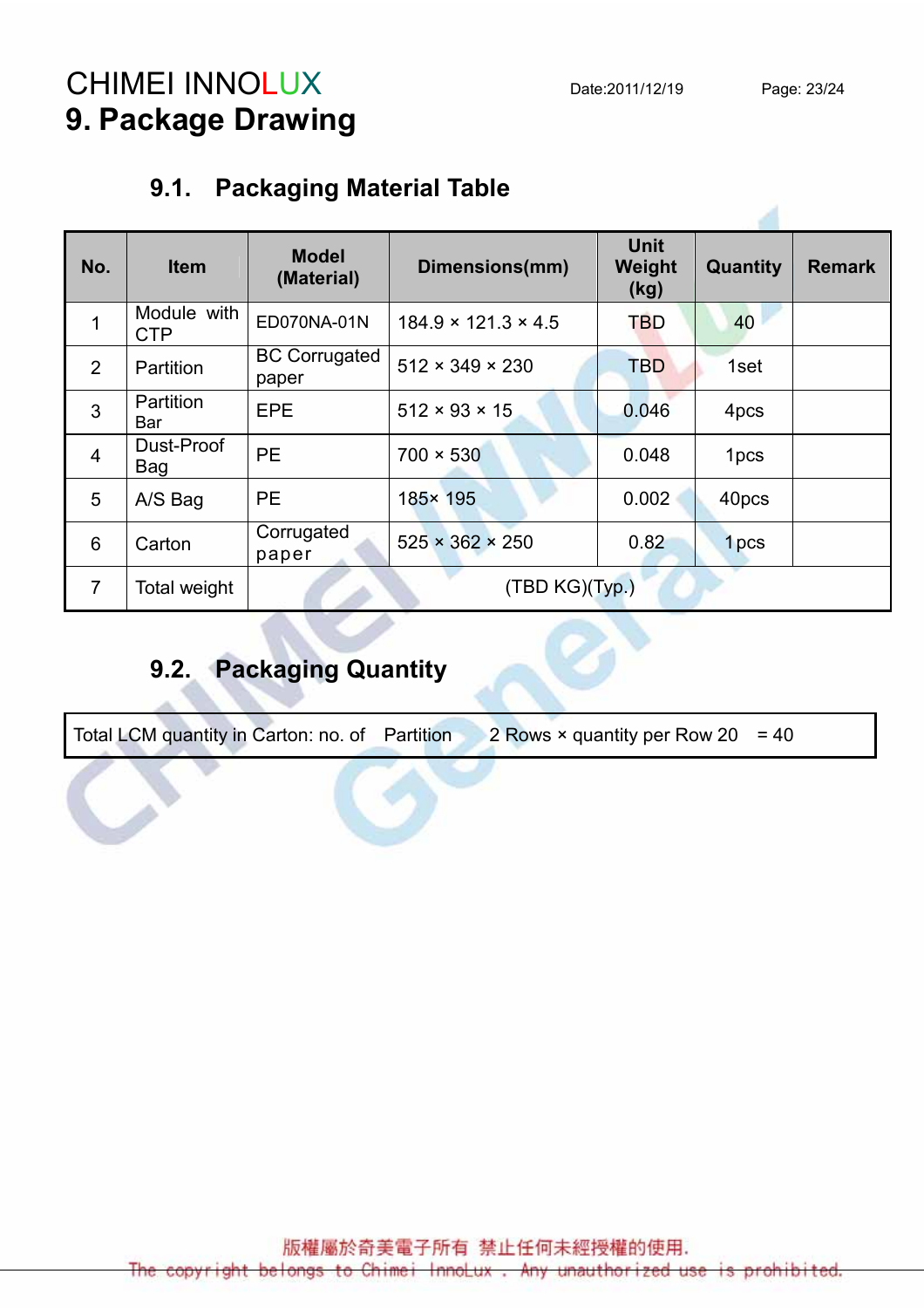# 9. Package Drawing

## 9.1. Packaging Material Table

| No. | Item | Model (Material) | Dimensions(mm) | Unit Weight (kg) | Quantity | Remark |
|---|---|---|---|---|---|---|
| 1 | Module with CTP | ED070NA-01N | 184.9 × 121.3 × 4.5 | TBD | 40 | |
| 2 | Partition | BC Corrugated paper | 512 × 349 × 230 | TBD | 1set | |
| 3 | Partition Bar | EPE | 512 × 93 × 15 | 0.046 | 4pcs | |
| 4 | Dust-Proof Bag | PE | 700 × 530 | 0.048 | 1pcs | |
| 5 | A/S Bag | PE | 185× 195 | 0.002 | 40pcs | |
| 6 | Carton | Corrugated paper | 525 × 362 × 250 | 0.82 | 1pcs | |
| 7 | Total weight | (TBD KG)(Typ.) | | | | |

## 9.2. Packaging Quantity

| Total LCM quantity in Carton: no. of Partition 2 Rows × quantity per Row 20 = 40 |
|---|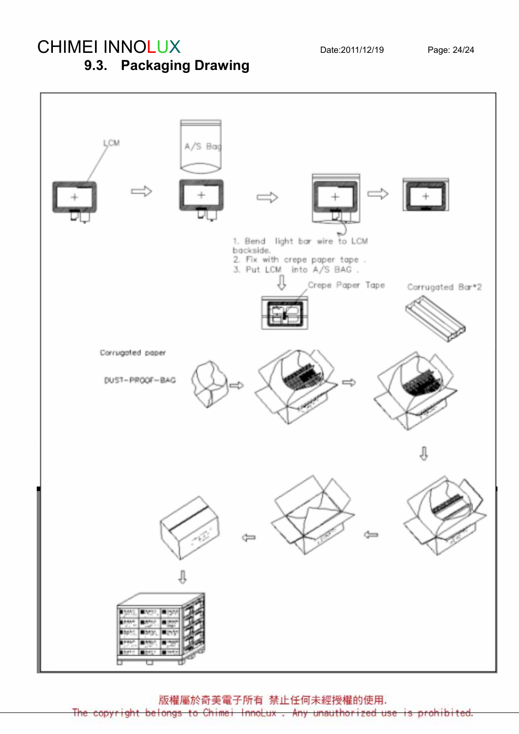## 9.3. Packaging Drawing

LCM

A/S Bag

1. Bend light bar wire to LCM backside.
2. Fix with crepe paper tape .
3. Put LCM into A/S BAG .

Crepe Paper Tape

Corrugated Bar*2

Corrugated paper

DUST-PROOF-BAG

版權屬於奇美電子所有 禁止任何未經授權的使用.
The copyright belongs to Chimei InnoLux . Any unauthorized use is prohibited.